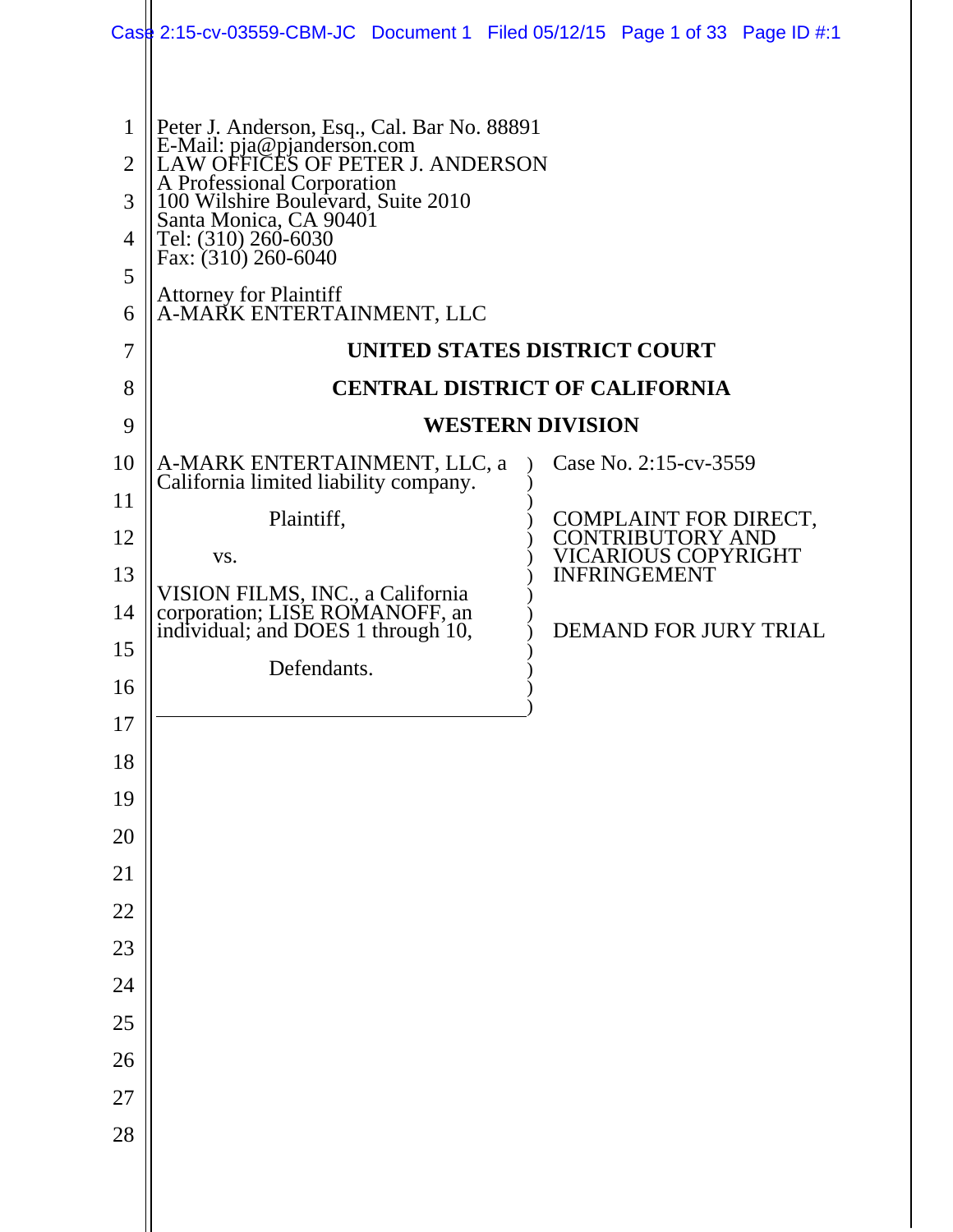Peter J. Anderson, Esq., Cal. Bar No. 88891
E-Mail: pja@pjanderson.com
LAW OFFICES OF PETER J. ANDERSON
A Professional Corporation
100 Wilshire Boulevard, Suite 2010
Santa Monica, CA 90401
Tel: (310) 260-6030
Fax: (310) 260-6040

Attorney for Plaintiff
A-MARK ENTERTAINMENT, LLC

**UNITED STATES DISTRICT COURT**

**CENTRAL DISTRICT OF CALIFORNIA**

**WESTERN DIVISION**

A-MARK ENTERTAINMENT, LLC, a California limited liability company.

Plaintiff,

vs.

VISION FILMS, INC., a California corporation; LISE ROMANOFF, an individual; and DOES 1 through 10,

Defendants.

Case No. 2:15-cv-3559

COMPLAINT FOR DIRECT, CONTRIBUTORY AND VICARIOUS COPYRIGHT INFRINGEMENT

DEMAND FOR JURY TRIAL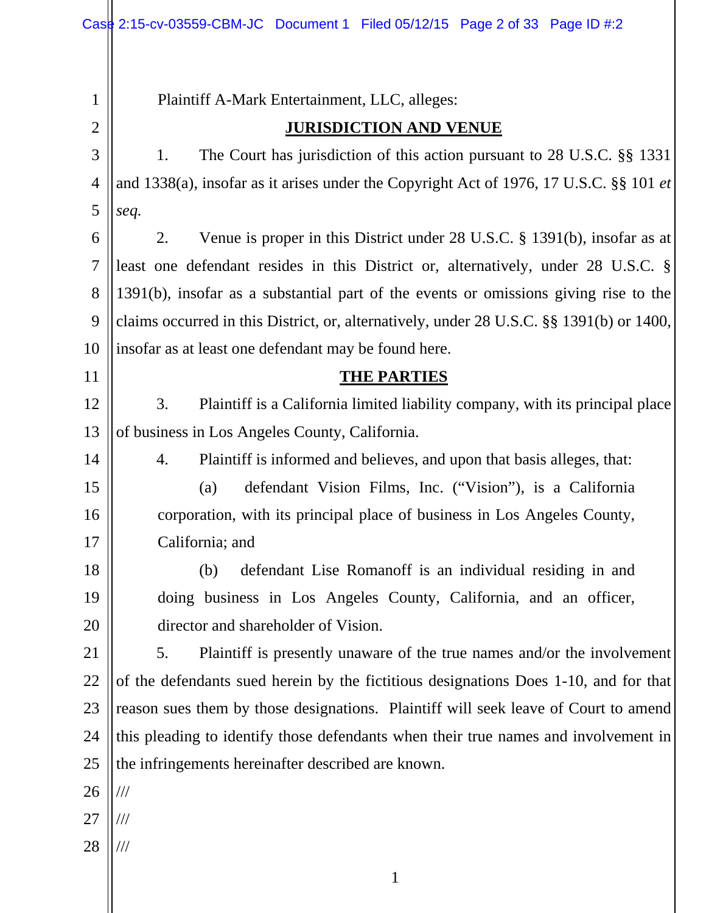Plaintiff A-Mark Entertainment, LLC, alleges:

## JURISDICTION AND VENUE

1. The Court has jurisdiction of this action pursuant to 28 U.S.C. §§ 1331 and 1338(a), insofar as it arises under the Copyright Act of 1976, 17 U.S.C. §§ 101 *et seq.*

2. Venue is proper in this District under 28 U.S.C. § 1391(b), insofar as at least one defendant resides in this District or, alternatively, under 28 U.S.C. § 1391(b), insofar as a substantial part of the events or omissions giving rise to the claims occurred in this District, or, alternatively, under 28 U.S.C. §§ 1391(b) or 1400, insofar as at least one defendant may be found here.

## THE PARTIES

3. Plaintiff is a California limited liability company, with its principal place of business in Los Angeles County, California.

4. Plaintiff is informed and believes, and upon that basis alleges, that:

   (a) defendant Vision Films, Inc. ("Vision"), is a California corporation, with its principal place of business in Los Angeles County, California; and

   (b) defendant Lise Romanoff is an individual residing in and doing business in Los Angeles County, California, and an officer, director and shareholder of Vision.

5. Plaintiff is presently unaware of the true names and/or the involvement of the defendants sued herein by the fictitious designations Does 1-10, and for that reason sues them by those designations. Plaintiff will seek leave of Court to amend this pleading to identify those defendants when their true names and involvement in the infringements hereinafter described are known.

///

///

///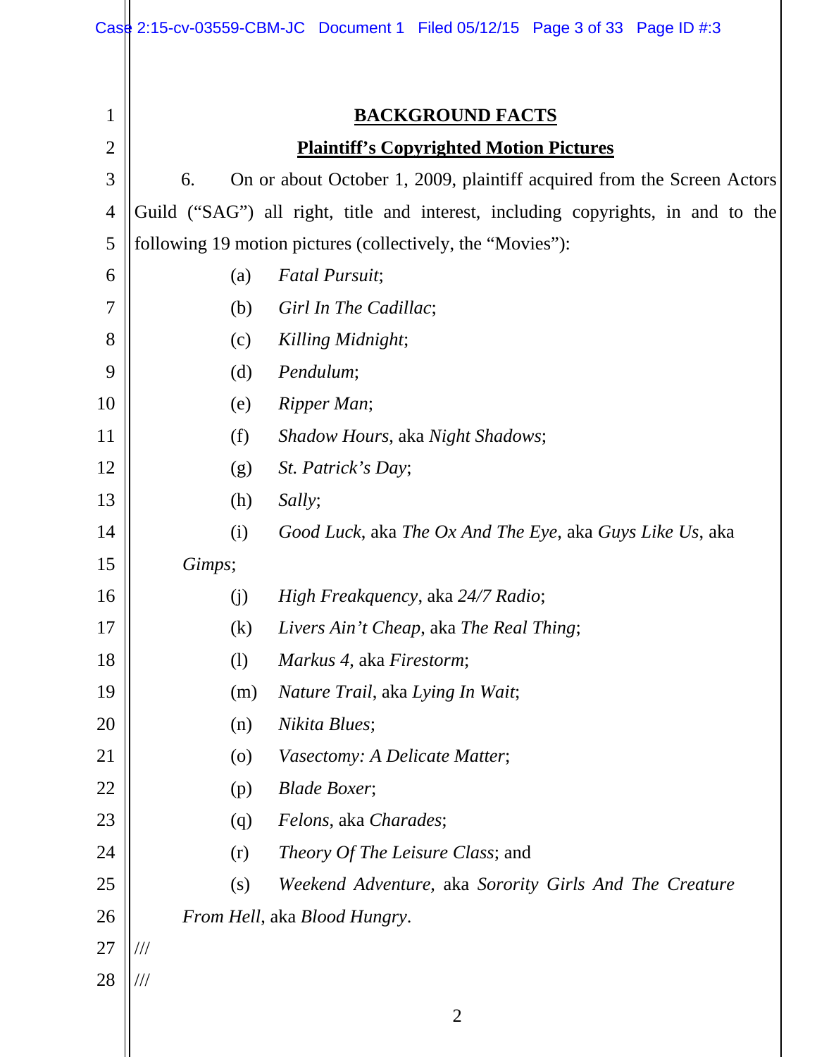**BACKGROUND FACTS**

**Plaintiff's Copyrighted Motion Pictures**

6. On or about October 1, 2009, plaintiff acquired from the Screen Actors Guild ("SAG") all right, title and interest, including copyrights, in and to the following 19 motion pictures (collectively, the "Movies"):

(a) *Fatal Pursuit*;

(b) *Girl In The Cadillac*;

(c) *Killing Midnight*;

(d) *Pendulum*;

(e) *Ripper Man*;

(f) *Shadow Hours*, aka *Night Shadows*;

(g) *St. Patrick's Day*;

(h) *Sally*;

(i) *Good Luck*, aka *The Ox And The Eye*, aka *Guys Like Us*, aka *Gimps*;

(j) *High Freakquency*, aka *24/7 Radio*;

(k) *Livers Ain't Cheap*, aka *The Real Thing*;

(l) *Markus 4*, aka *Firestorm*;

(m) *Nature Trail*, aka *Lying In Wait*;

(n) *Nikita Blues*;

(o) *Vasectomy: A Delicate Matter*;

(p) *Blade Boxer*;

(q) *Felons*, aka *Charades*;

(r) *Theory Of The Leisure Class*; and

(s) *Weekend Adventure*, aka *Sorority Girls And The Creature From Hell*, aka *Blood Hungry*.

///

///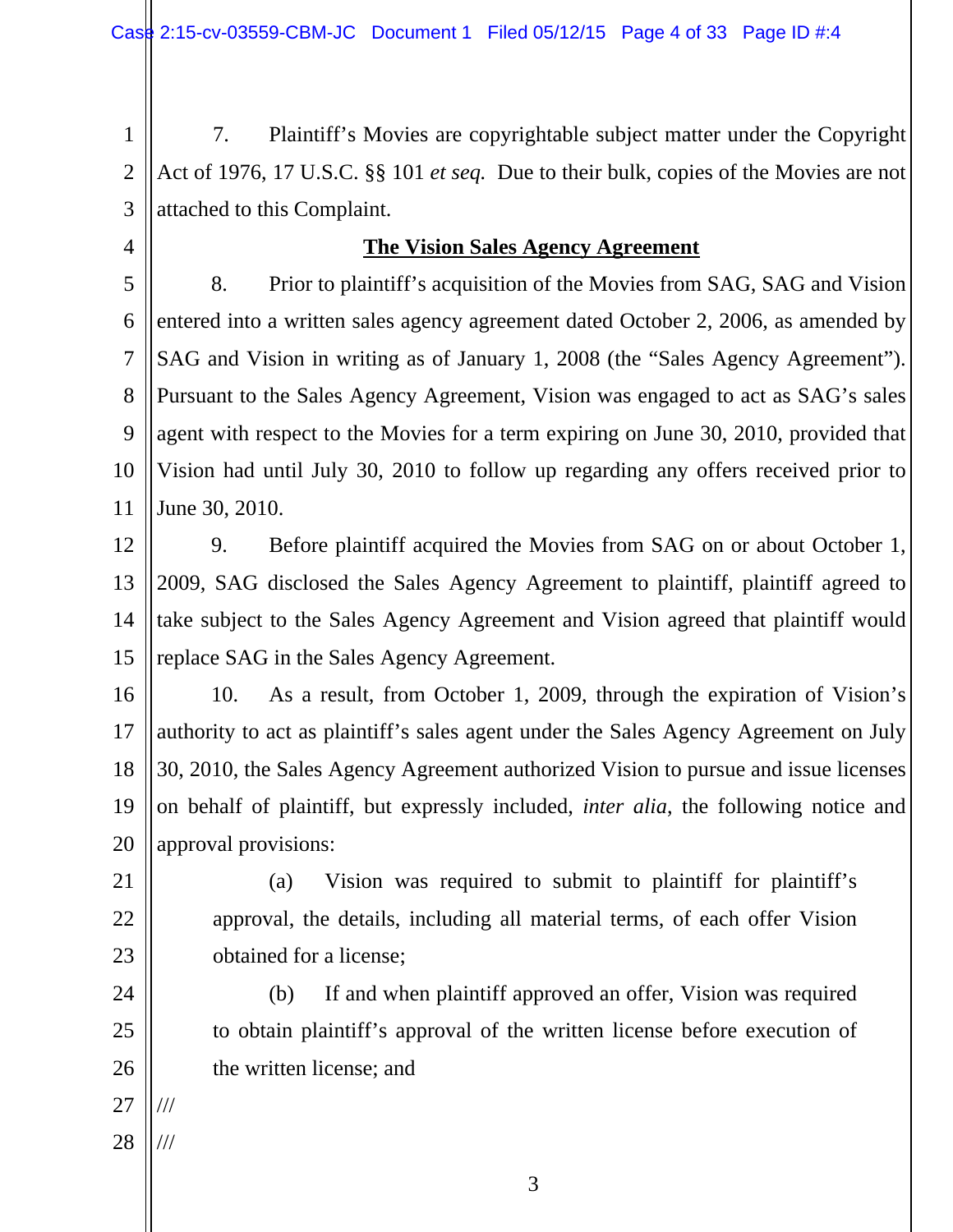7. Plaintiff's Movies are copyrightable subject matter under the Copyright Act of 1976, 17 U.S.C. §§ 101 *et seq.* Due to their bulk, copies of the Movies are not attached to this Complaint.

**The Vision Sales Agency Agreement**

8. Prior to plaintiff's acquisition of the Movies from SAG, SAG and Vision entered into a written sales agency agreement dated October 2, 2006, as amended by SAG and Vision in writing as of January 1, 2008 (the "Sales Agency Agreement"). Pursuant to the Sales Agency Agreement, Vision was engaged to act as SAG's sales agent with respect to the Movies for a term expiring on June 30, 2010, provided that Vision had until July 30, 2010 to follow up regarding any offers received prior to June 30, 2010.

9. Before plaintiff acquired the Movies from SAG on or about October 1, 2009, SAG disclosed the Sales Agency Agreement to plaintiff, plaintiff agreed to take subject to the Sales Agency Agreement and Vision agreed that plaintiff would replace SAG in the Sales Agency Agreement.

10. As a result, from October 1, 2009, through the expiration of Vision's authority to act as plaintiff's sales agent under the Sales Agency Agreement on July 30, 2010, the Sales Agency Agreement authorized Vision to pursue and issue licenses on behalf of plaintiff, but expressly included, *inter alia*, the following notice and approval provisions:

(a) Vision was required to submit to plaintiff for plaintiff's approval, the details, including all material terms, of each offer Vision obtained for a license;

(b) If and when plaintiff approved an offer, Vision was required to obtain plaintiff's approval of the written license before execution of the written license; and

///

///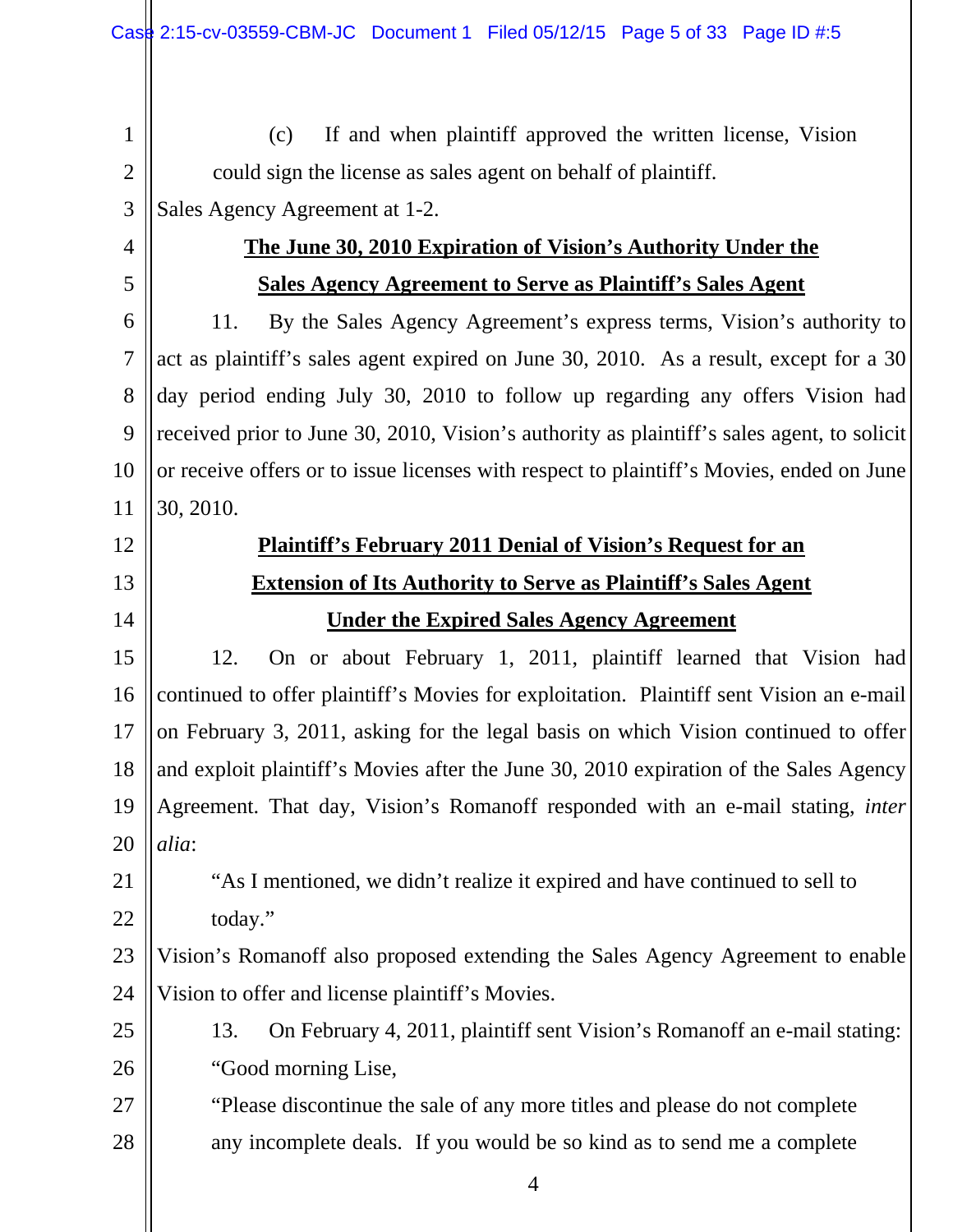(c) If and when plaintiff approved the written license, Vision could sign the license as sales agent on behalf of plaintiff.

Sales Agency Agreement at 1-2.

**The June 30, 2010 Expiration of Vision's Authority Under the Sales Agency Agreement to Serve as Plaintiff's Sales Agent**

11. By the Sales Agency Agreement's express terms, Vision's authority to act as plaintiff's sales agent expired on June 30, 2010. As a result, except for a 30 day period ending July 30, 2010 to follow up regarding any offers Vision had received prior to June 30, 2010, Vision's authority as plaintiff's sales agent, to solicit or receive offers or to issue licenses with respect to plaintiff's Movies, ended on June 30, 2010.

**Plaintiff's February 2011 Denial of Vision's Request for an Extension of Its Authority to Serve as Plaintiff's Sales Agent Under the Expired Sales Agency Agreement**

12. On or about February 1, 2011, plaintiff learned that Vision had continued to offer plaintiff's Movies for exploitation. Plaintiff sent Vision an e-mail on February 3, 2011, asking for the legal basis on which Vision continued to offer and exploit plaintiff's Movies after the June 30, 2010 expiration of the Sales Agency Agreement. That day, Vision's Romanoff responded with an e-mail stating, *inter alia*:

> "As I mentioned, we didn't realize it expired and have continued to sell to today."

Vision's Romanoff also proposed extending the Sales Agency Agreement to enable Vision to offer and license plaintiff's Movies.

13. On February 4, 2011, plaintiff sent Vision's Romanoff an e-mail stating:

> "Good morning Lise,
>
> "Please discontinue the sale of any more titles and please do not complete any incomplete deals. If you would be so kind as to send me a complete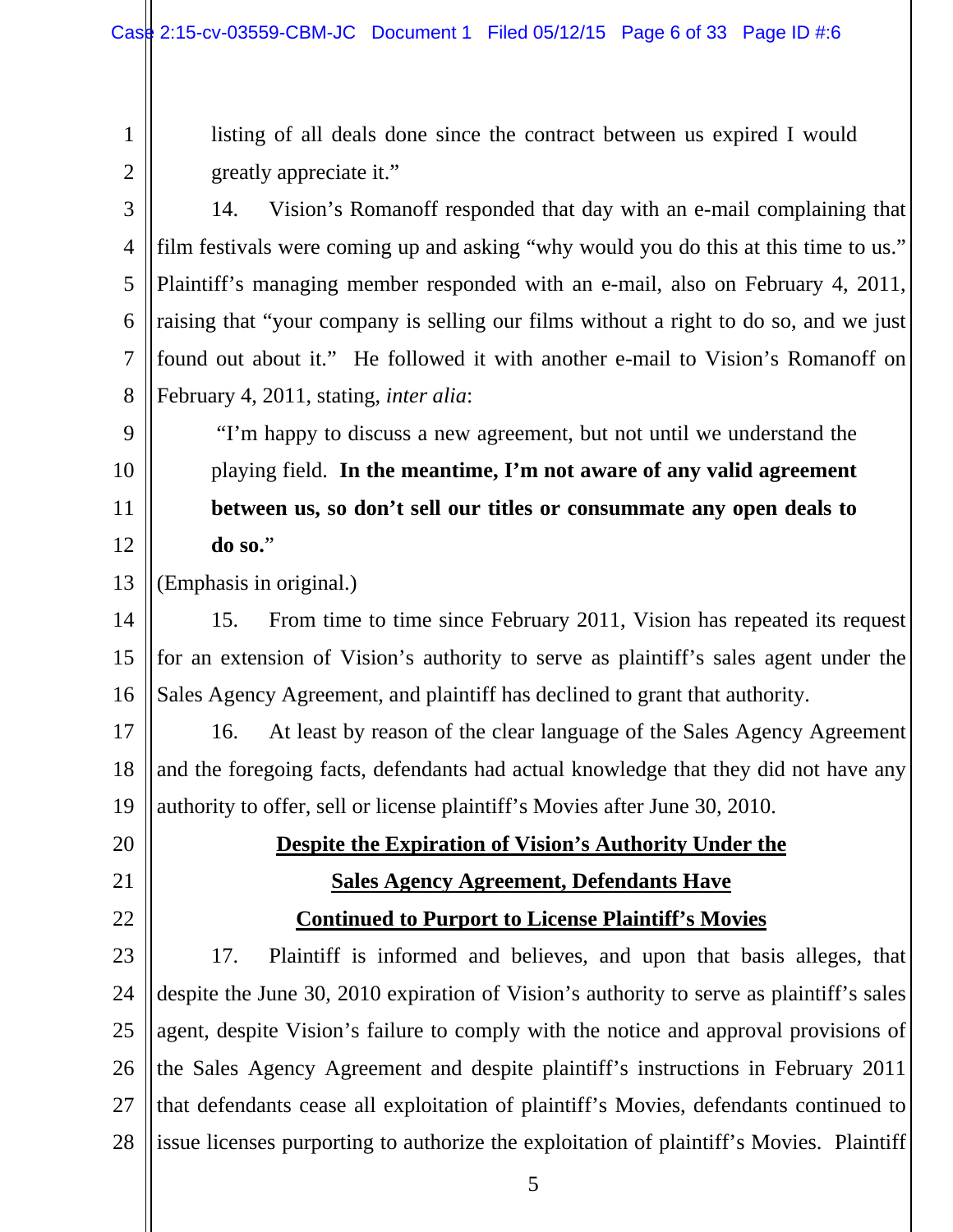listing of all deals done since the contract between us expired I would greatly appreciate it."

14. Vision's Romanoff responded that day with an e-mail complaining that film festivals were coming up and asking "why would you do this at this time to us." Plaintiff's managing member responded with an e-mail, also on February 4, 2011, raising that "your company is selling our films without a right to do so, and we just found out about it." He followed it with another e-mail to Vision's Romanoff on February 4, 2011, stating, *inter alia*:

> "I'm happy to discuss a new agreement, but not until we understand the playing field. **In the meantime, I'm not aware of any valid agreement between us, so don't sell our titles or consummate any open deals to do so.**"

(Emphasis in original.)

15. From time to time since February 2011, Vision has repeated its request for an extension of Vision's authority to serve as plaintiff's sales agent under the Sales Agency Agreement, and plaintiff has declined to grant that authority.

16. At least by reason of the clear language of the Sales Agency Agreement and the foregoing facts, defendants had actual knowledge that they did not have any authority to offer, sell or license plaintiff's Movies after June 30, 2010.

## Despite the Expiration of Vision's Authority Under the Sales Agency Agreement, Defendants Have Continued to Purport to License Plaintiff's Movies

17. Plaintiff is informed and believes, and upon that basis alleges, that despite the June 30, 2010 expiration of Vision's authority to serve as plaintiff's sales agent, despite Vision's failure to comply with the notice and approval provisions of the Sales Agency Agreement and despite plaintiff's instructions in February 2011 that defendants cease all exploitation of plaintiff's Movies, defendants continued to issue licenses purporting to authorize the exploitation of plaintiff's Movies. Plaintiff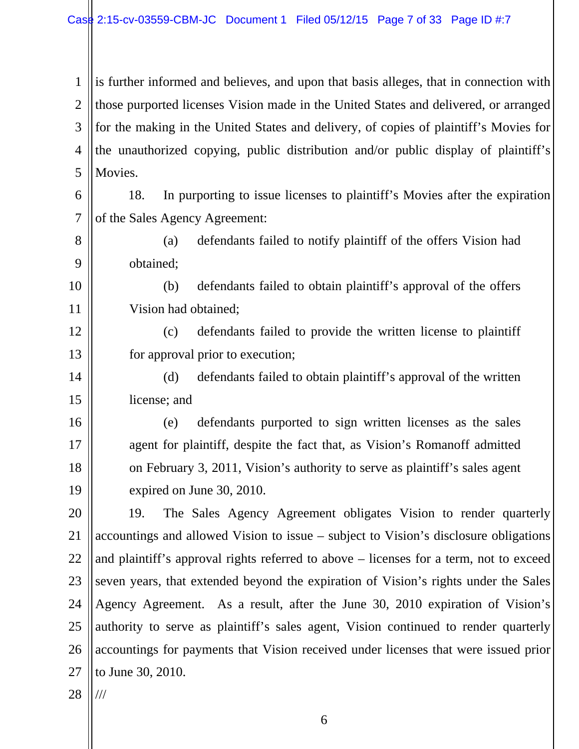is further informed and believes, and upon that basis alleges, that in connection with those purported licenses Vision made in the United States and delivered, or arranged for the making in the United States and delivery, of copies of plaintiff's Movies for the unauthorized copying, public distribution and/or public display of plaintiff's Movies.

18. In purporting to issue licenses to plaintiff's Movies after the expiration of the Sales Agency Agreement:

(a) defendants failed to notify plaintiff of the offers Vision had obtained;

(b) defendants failed to obtain plaintiff's approval of the offers Vision had obtained;

(c) defendants failed to provide the written license to plaintiff for approval prior to execution;

(d) defendants failed to obtain plaintiff's approval of the written license; and

(e) defendants purported to sign written licenses as the sales agent for plaintiff, despite the fact that, as Vision's Romanoff admitted on February 3, 2011, Vision's authority to serve as plaintiff's sales agent expired on June 30, 2010.

19. The Sales Agency Agreement obligates Vision to render quarterly accountings and allowed Vision to issue – subject to Vision's disclosure obligations and plaintiff's approval rights referred to above – licenses for a term, not to exceed seven years, that extended beyond the expiration of Vision's rights under the Sales Agency Agreement. As a result, after the June 30, 2010 expiration of Vision's authority to serve as plaintiff's sales agent, Vision continued to render quarterly accountings for payments that Vision received under licenses that were issued prior to June 30, 2010.

///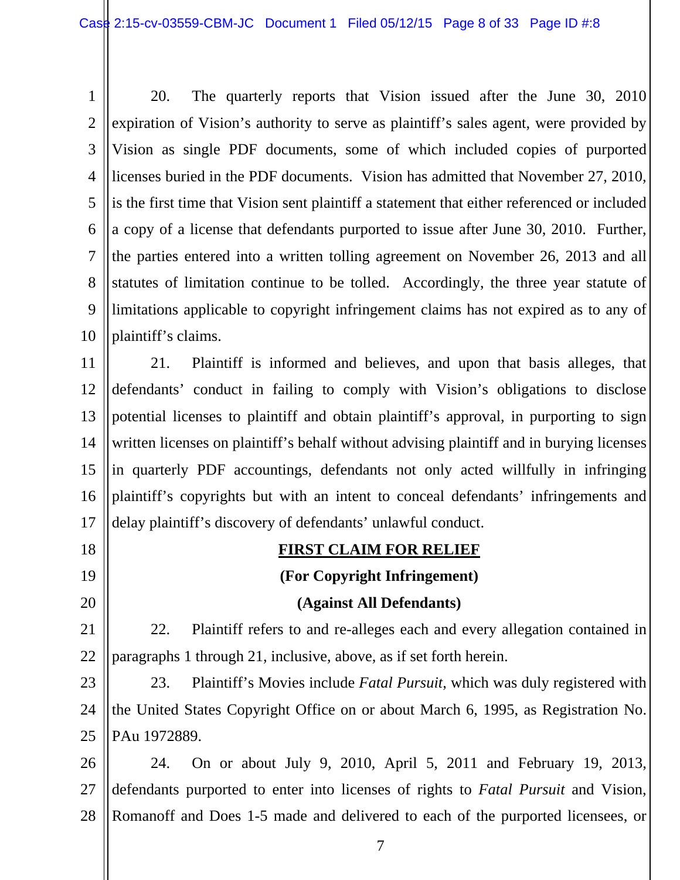20. The quarterly reports that Vision issued after the June 30, 2010 expiration of Vision's authority to serve as plaintiff's sales agent, were provided by Vision as single PDF documents, some of which included copies of purported licenses buried in the PDF documents. Vision has admitted that November 27, 2010, is the first time that Vision sent plaintiff a statement that either referenced or included a copy of a license that defendants purported to issue after June 30, 2010. Further, the parties entered into a written tolling agreement on November 26, 2013 and all statutes of limitation continue to be tolled. Accordingly, the three year statute of limitations applicable to copyright infringement claims has not expired as to any of plaintiff's claims.

21. Plaintiff is informed and believes, and upon that basis alleges, that defendants' conduct in failing to comply with Vision's obligations to disclose potential licenses to plaintiff and obtain plaintiff's approval, in purporting to sign written licenses on plaintiff's behalf without advising plaintiff and in burying licenses in quarterly PDF accountings, defendants not only acted willfully in infringing plaintiff's copyrights but with an intent to conceal defendants' infringements and delay plaintiff's discovery of defendants' unlawful conduct.

**FIRST CLAIM FOR RELIEF**

**(For Copyright Infringement)**

**(Against All Defendants)**

22. Plaintiff refers to and re-alleges each and every allegation contained in paragraphs 1 through 21, inclusive, above, as if set forth herein.

23. Plaintiff's Movies include *Fatal Pursuit*, which was duly registered with the United States Copyright Office on or about March 6, 1995, as Registration No. PAu 1972889.

24. On or about July 9, 2010, April 5, 2011 and February 19, 2013, defendants purported to enter into licenses of rights to *Fatal Pursuit* and Vision, Romanoff and Does 1-5 made and delivered to each of the purported licensees, or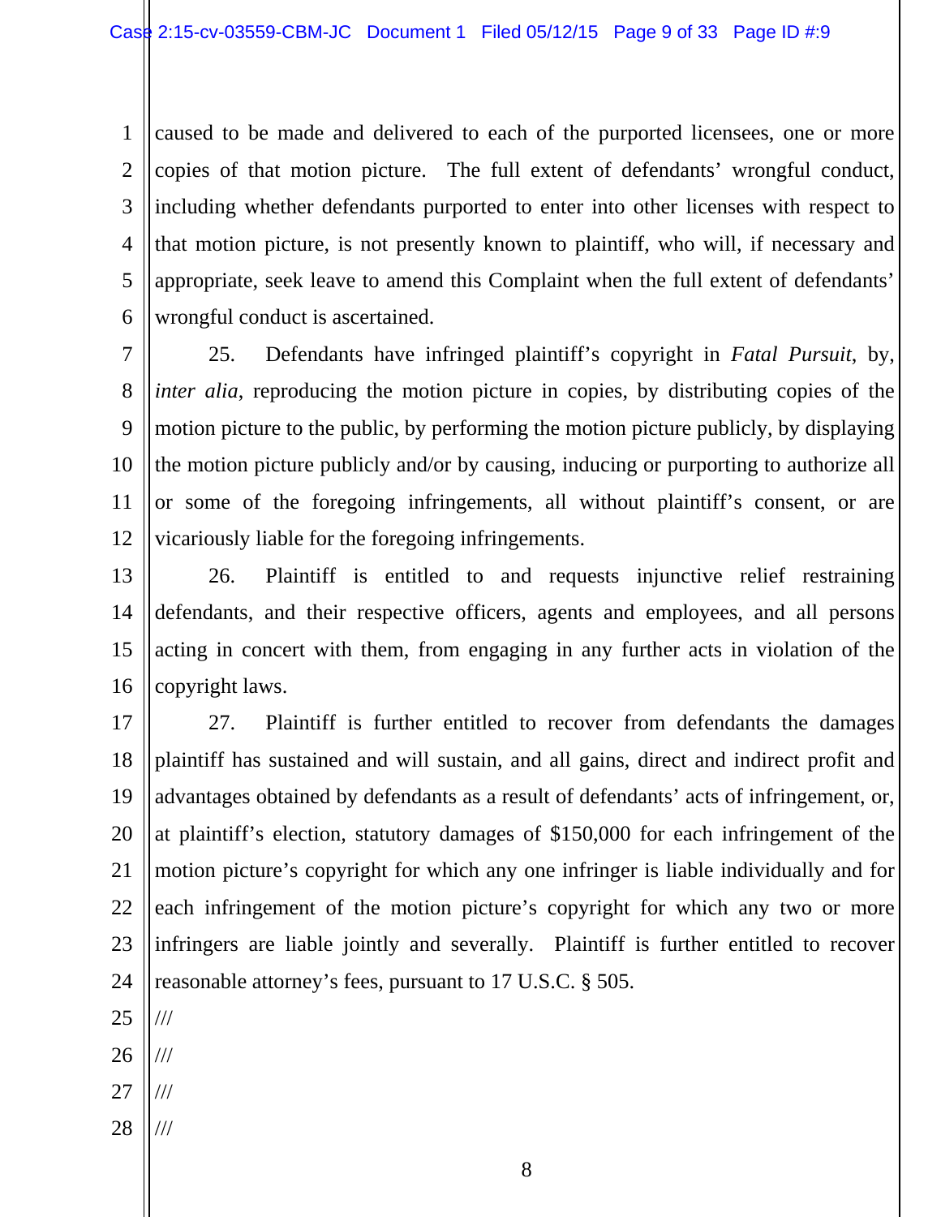caused to be made and delivered to each of the purported licensees, one or more copies of that motion picture. The full extent of defendants' wrongful conduct, including whether defendants purported to enter into other licenses with respect to that motion picture, is not presently known to plaintiff, who will, if necessary and appropriate, seek leave to amend this Complaint when the full extent of defendants' wrongful conduct is ascertained.

25. Defendants have infringed plaintiff's copyright in *Fatal Pursuit*, by, *inter alia*, reproducing the motion picture in copies, by distributing copies of the motion picture to the public, by performing the motion picture publicly, by displaying the motion picture publicly and/or by causing, inducing or purporting to authorize all or some of the foregoing infringements, all without plaintiff's consent, or are vicariously liable for the foregoing infringements.

26. Plaintiff is entitled to and requests injunctive relief restraining defendants, and their respective officers, agents and employees, and all persons acting in concert with them, from engaging in any further acts in violation of the copyright laws.

27. Plaintiff is further entitled to recover from defendants the damages plaintiff has sustained and will sustain, and all gains, direct and indirect profit and advantages obtained by defendants as a result of defendants' acts of infringement, or, at plaintiff's election, statutory damages of $150,000 for each infringement of the motion picture's copyright for which any one infringer is liable individually and for each infringement of the motion picture's copyright for which any two or more infringers are liable jointly and severally. Plaintiff is further entitled to recover reasonable attorney's fees, pursuant to 17 U.S.C. § 505.

///

///

///

///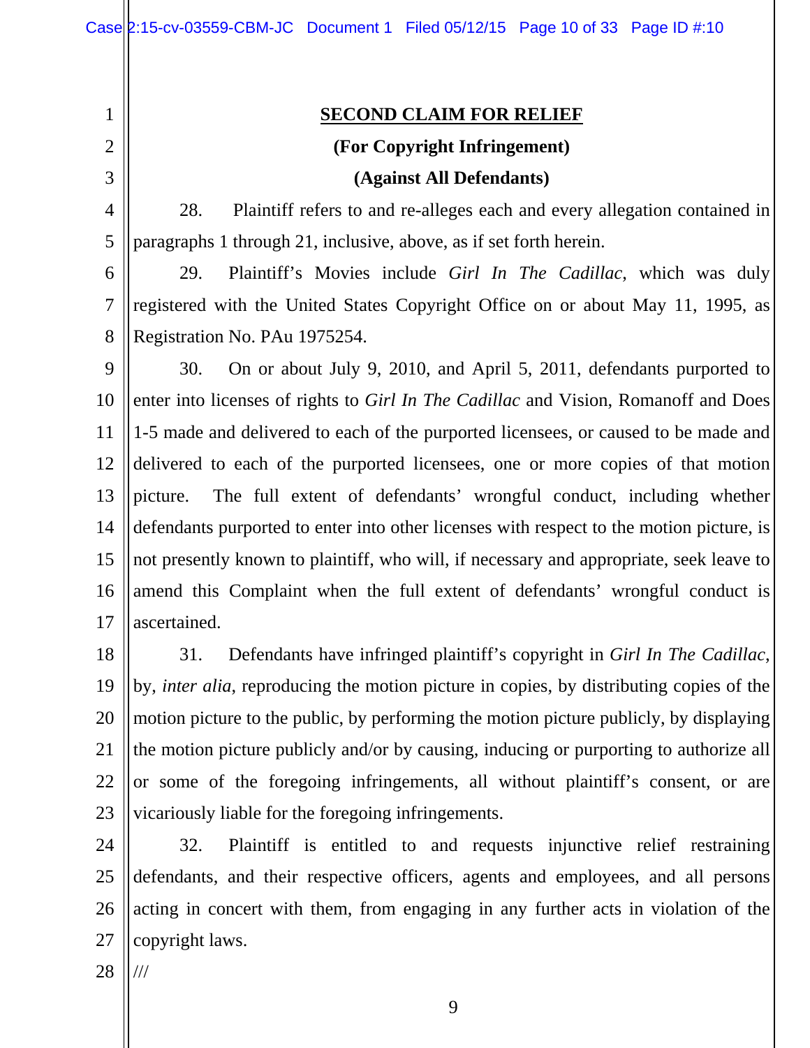**SECOND CLAIM FOR RELIEF**

**(For Copyright Infringement)**

**(Against All Defendants)**

28. Plaintiff refers to and re-alleges each and every allegation contained in paragraphs 1 through 21, inclusive, above, as if set forth herein.

29. Plaintiff's Movies include *Girl In The Cadillac*, which was duly registered with the United States Copyright Office on or about May 11, 1995, as Registration No. PAu 1975254.

30. On or about July 9, 2010, and April 5, 2011, defendants purported to enter into licenses of rights to *Girl In The Cadillac* and Vision, Romanoff and Does 1-5 made and delivered to each of the purported licensees, or caused to be made and delivered to each of the purported licensees, one or more copies of that motion picture. The full extent of defendants' wrongful conduct, including whether defendants purported to enter into other licenses with respect to the motion picture, is not presently known to plaintiff, who will, if necessary and appropriate, seek leave to amend this Complaint when the full extent of defendants' wrongful conduct is ascertained.

31. Defendants have infringed plaintiff's copyright in *Girl In The Cadillac*, by, *inter alia*, reproducing the motion picture in copies, by distributing copies of the motion picture to the public, by performing the motion picture publicly, by displaying the motion picture publicly and/or by causing, inducing or purporting to authorize all or some of the foregoing infringements, all without plaintiff's consent, or are vicariously liable for the foregoing infringements.

32. Plaintiff is entitled to and requests injunctive relief restraining defendants, and their respective officers, agents and employees, and all persons acting in concert with them, from engaging in any further acts in violation of the copyright laws.

///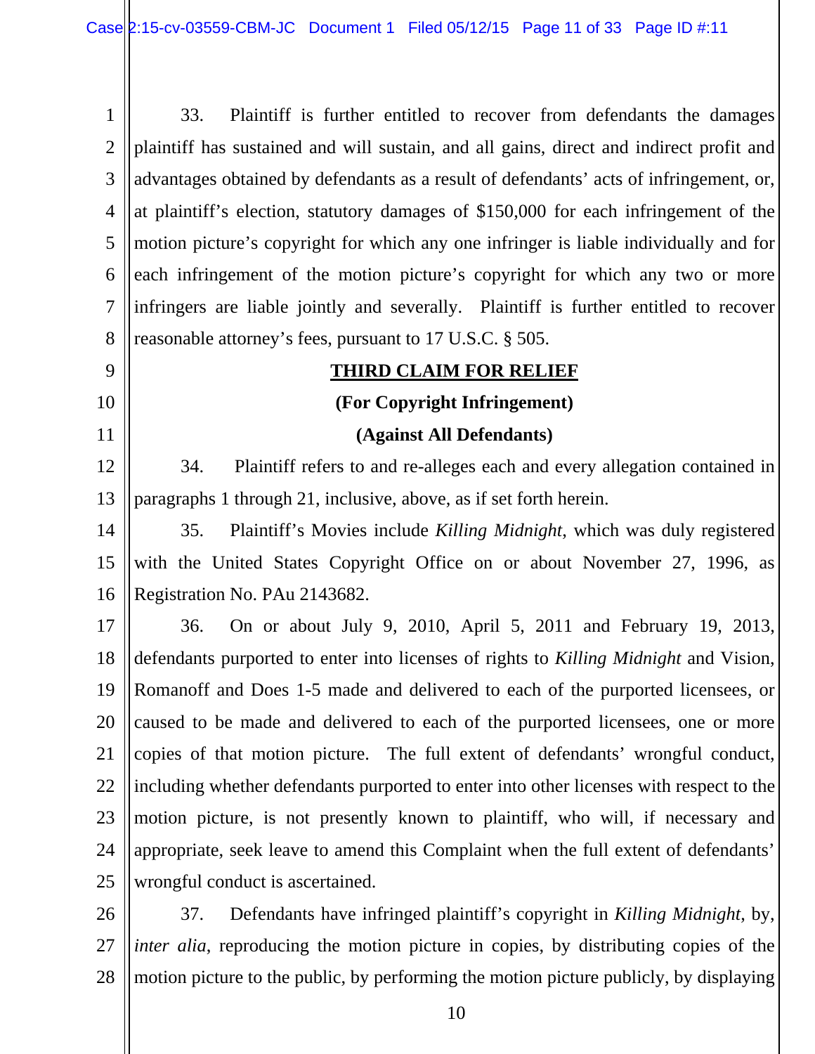33. Plaintiff is further entitled to recover from defendants the damages plaintiff has sustained and will sustain, and all gains, direct and indirect profit and advantages obtained by defendants as a result of defendants' acts of infringement, or, at plaintiff's election, statutory damages of $150,000 for each infringement of the motion picture's copyright for which any one infringer is liable individually and for each infringement of the motion picture's copyright for which any two or more infringers are liable jointly and severally. Plaintiff is further entitled to recover reasonable attorney's fees, pursuant to 17 U.S.C. § 505.

**THIRD CLAIM FOR RELIEF**

**(For Copyright Infringement)**

**(Against All Defendants)**

34. Plaintiff refers to and re-alleges each and every allegation contained in paragraphs 1 through 21, inclusive, above, as if set forth herein.

35. Plaintiff's Movies include *Killing Midnight*, which was duly registered with the United States Copyright Office on or about November 27, 1996, as Registration No. PAu 2143682.

36. On or about July 9, 2010, April 5, 2011 and February 19, 2013, defendants purported to enter into licenses of rights to *Killing Midnight* and Vision, Romanoff and Does 1-5 made and delivered to each of the purported licensees, or caused to be made and delivered to each of the purported licensees, one or more copies of that motion picture. The full extent of defendants' wrongful conduct, including whether defendants purported to enter into other licenses with respect to the motion picture, is not presently known to plaintiff, who will, if necessary and appropriate, seek leave to amend this Complaint when the full extent of defendants' wrongful conduct is ascertained.

37. Defendants have infringed plaintiff's copyright in *Killing Midnight*, by, *inter alia*, reproducing the motion picture in copies, by distributing copies of the motion picture to the public, by performing the motion picture publicly, by displaying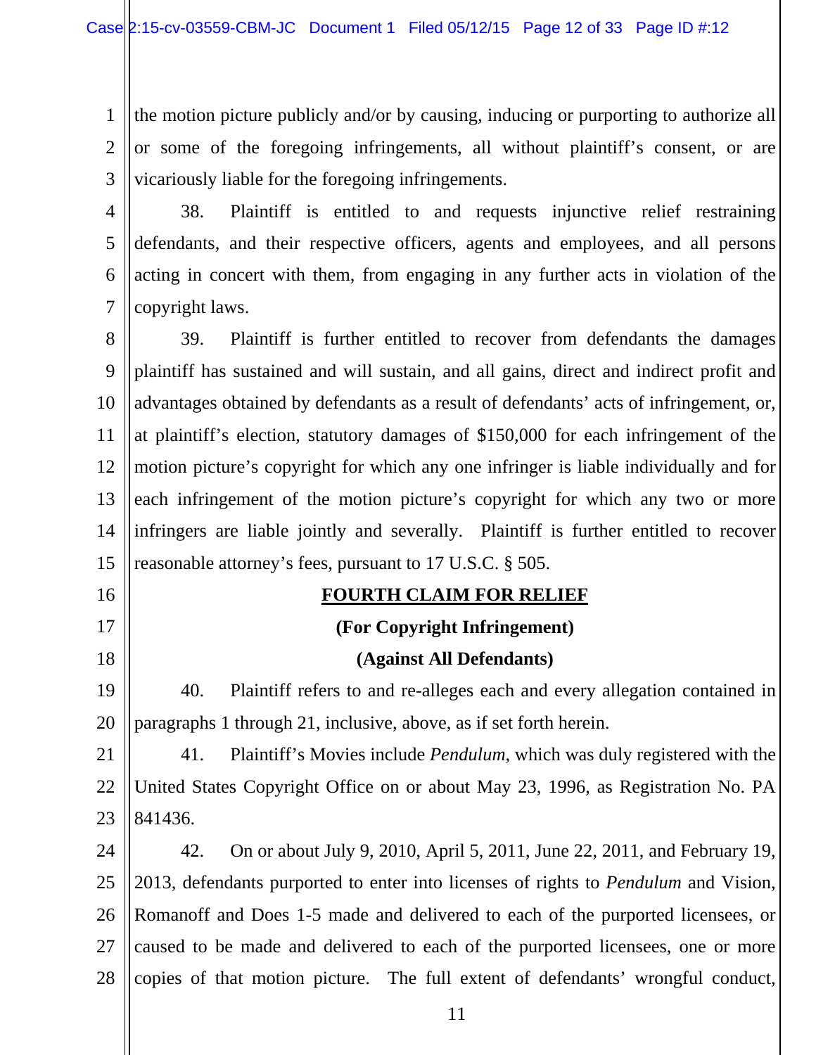the motion picture publicly and/or by causing, inducing or purporting to authorize all or some of the foregoing infringements, all without plaintiff's consent, or are vicariously liable for the foregoing infringements.

38. Plaintiff is entitled to and requests injunctive relief restraining defendants, and their respective officers, agents and employees, and all persons acting in concert with them, from engaging in any further acts in violation of the copyright laws.

39. Plaintiff is further entitled to recover from defendants the damages plaintiff has sustained and will sustain, and all gains, direct and indirect profit and advantages obtained by defendants as a result of defendants' acts of infringement, or, at plaintiff's election, statutory damages of $150,000 for each infringement of the motion picture's copyright for which any one infringer is liable individually and for each infringement of the motion picture's copyright for which any two or more infringers are liable jointly and severally. Plaintiff is further entitled to recover reasonable attorney's fees, pursuant to 17 U.S.C. § 505.

**FOURTH CLAIM FOR RELIEF**

**(For Copyright Infringement)**

**(Against All Defendants)**

40. Plaintiff refers to and re-alleges each and every allegation contained in paragraphs 1 through 21, inclusive, above, as if set forth herein.

41. Plaintiff's Movies include *Pendulum*, which was duly registered with the United States Copyright Office on or about May 23, 1996, as Registration No. PA 841436.

42. On or about July 9, 2010, April 5, 2011, June 22, 2011, and February 19, 2013, defendants purported to enter into licenses of rights to *Pendulum* and Vision, Romanoff and Does 1-5 made and delivered to each of the purported licensees, or caused to be made and delivered to each of the purported licensees, one or more copies of that motion picture. The full extent of defendants' wrongful conduct,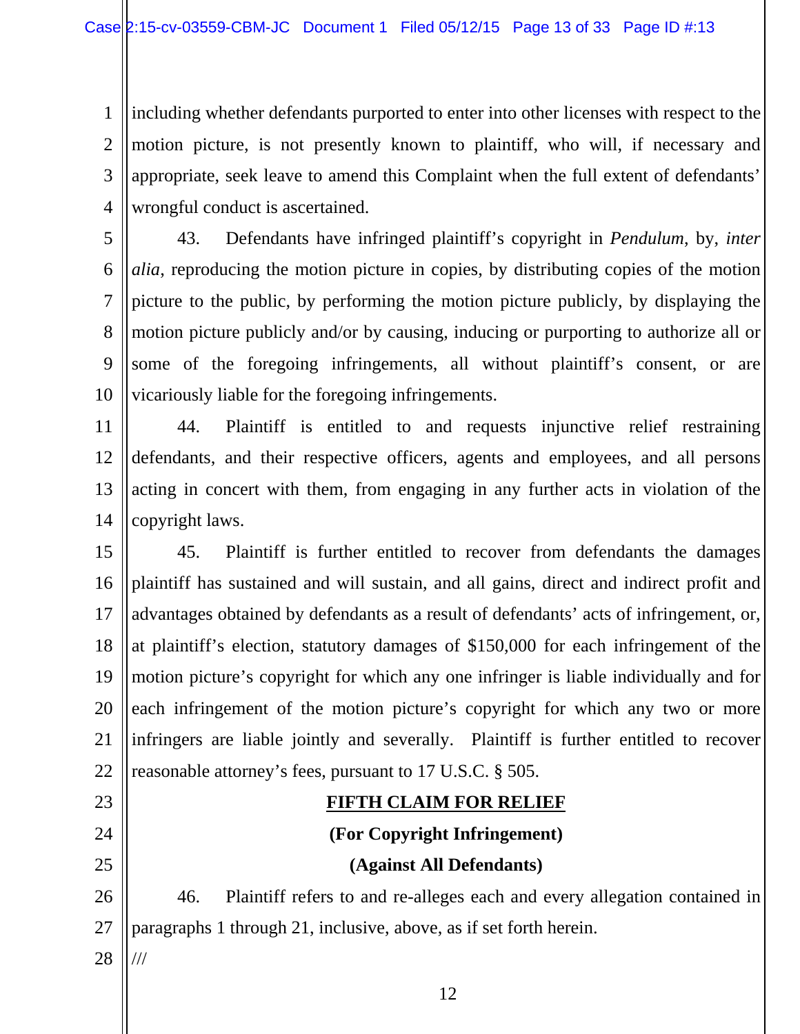including whether defendants purported to enter into other licenses with respect to the motion picture, is not presently known to plaintiff, who will, if necessary and appropriate, seek leave to amend this Complaint when the full extent of defendants' wrongful conduct is ascertained.

43. Defendants have infringed plaintiff's copyright in *Pendulum*, by, *inter alia*, reproducing the motion picture in copies, by distributing copies of the motion picture to the public, by performing the motion picture publicly, by displaying the motion picture publicly and/or by causing, inducing or purporting to authorize all or some of the foregoing infringements, all without plaintiff's consent, or are vicariously liable for the foregoing infringements.

44. Plaintiff is entitled to and requests injunctive relief restraining defendants, and their respective officers, agents and employees, and all persons acting in concert with them, from engaging in any further acts in violation of the copyright laws.

45. Plaintiff is further entitled to recover from defendants the damages plaintiff has sustained and will sustain, and all gains, direct and indirect profit and advantages obtained by defendants as a result of defendants' acts of infringement, or, at plaintiff's election, statutory damages of $150,000 for each infringement of the motion picture's copyright for which any one infringer is liable individually and for each infringement of the motion picture's copyright for which any two or more infringers are liable jointly and severally. Plaintiff is further entitled to recover reasonable attorney's fees, pursuant to 17 U.S.C. § 505.

**FIFTH CLAIM FOR RELIEF**

**(For Copyright Infringement)**

**(Against All Defendants)**

46. Plaintiff refers to and re-alleges each and every allegation contained in paragraphs 1 through 21, inclusive, above, as if set forth herein.

///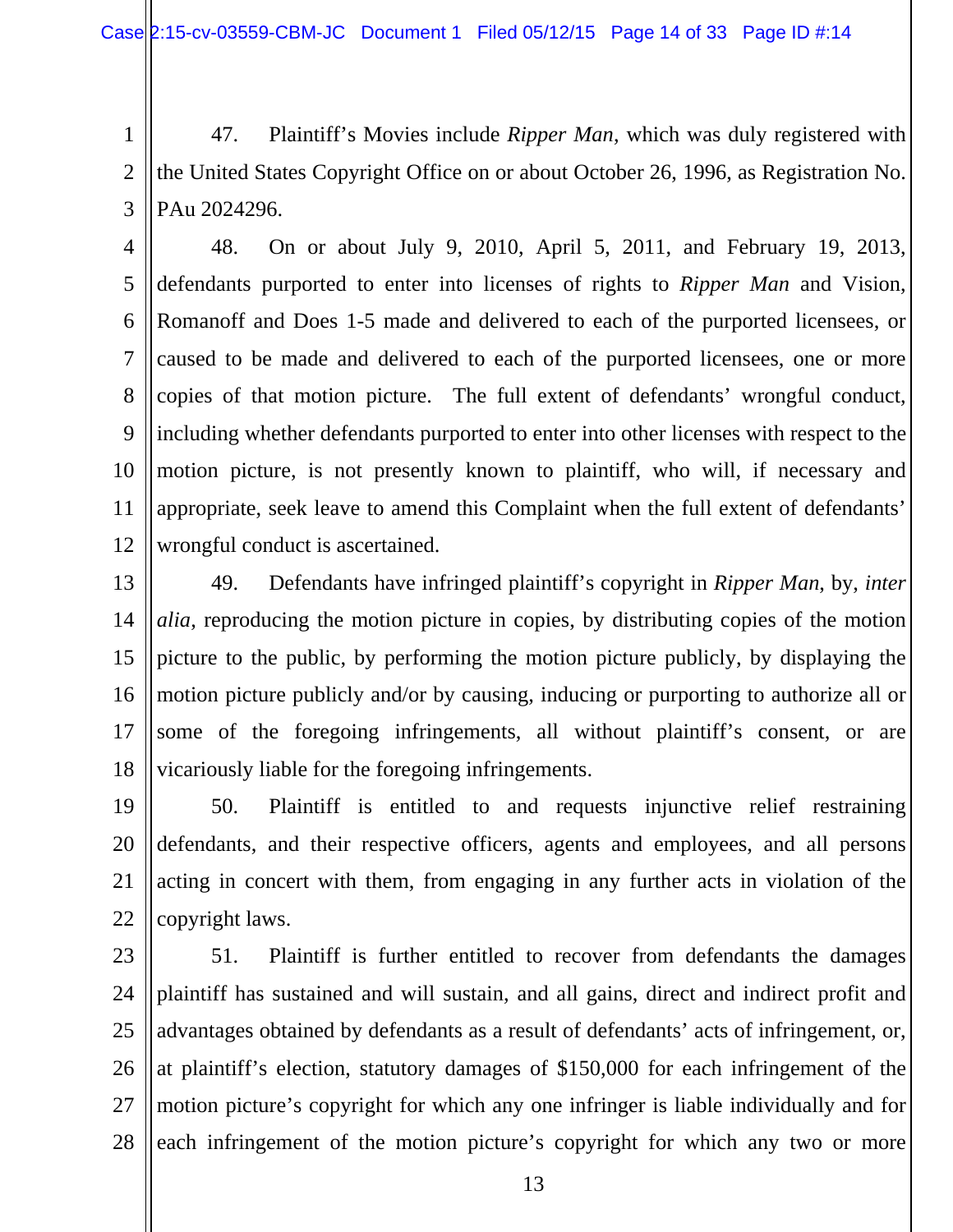47. Plaintiff's Movies include *Ripper Man*, which was duly registered with the United States Copyright Office on or about October 26, 1996, as Registration No. PAu 2024296.

48. On or about July 9, 2010, April 5, 2011, and February 19, 2013, defendants purported to enter into licenses of rights to *Ripper Man* and Vision, Romanoff and Does 1-5 made and delivered to each of the purported licensees, or caused to be made and delivered to each of the purported licensees, one or more copies of that motion picture. The full extent of defendants' wrongful conduct, including whether defendants purported to enter into other licenses with respect to the motion picture, is not presently known to plaintiff, who will, if necessary and appropriate, seek leave to amend this Complaint when the full extent of defendants' wrongful conduct is ascertained.

49. Defendants have infringed plaintiff's copyright in *Ripper Man*, by, *inter alia*, reproducing the motion picture in copies, by distributing copies of the motion picture to the public, by performing the motion picture publicly, by displaying the motion picture publicly and/or by causing, inducing or purporting to authorize all or some of the foregoing infringements, all without plaintiff's consent, or are vicariously liable for the foregoing infringements.

50. Plaintiff is entitled to and requests injunctive relief restraining defendants, and their respective officers, agents and employees, and all persons acting in concert with them, from engaging in any further acts in violation of the copyright laws.

51. Plaintiff is further entitled to recover from defendants the damages plaintiff has sustained and will sustain, and all gains, direct and indirect profit and advantages obtained by defendants as a result of defendants' acts of infringement, or, at plaintiff's election, statutory damages of $150,000 for each infringement of the motion picture's copyright for which any one infringer is liable individually and for each infringement of the motion picture's copyright for which any two or more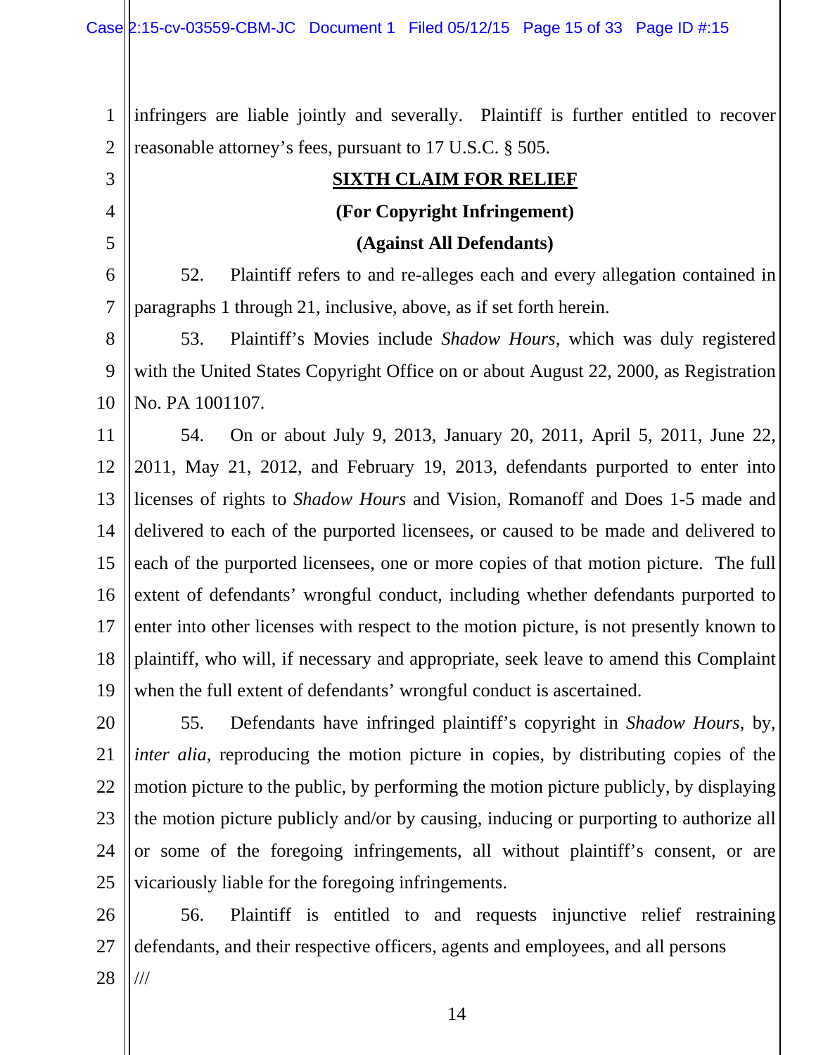infringers are liable jointly and severally. Plaintiff is further entitled to recover reasonable attorney's fees, pursuant to 17 U.S.C. § 505.

**SIXTH CLAIM FOR RELIEF**

**(For Copyright Infringement)**

**(Against All Defendants)**

52. Plaintiff refers to and re-alleges each and every allegation contained in paragraphs 1 through 21, inclusive, above, as if set forth herein.

53. Plaintiff's Movies include *Shadow Hours*, which was duly registered with the United States Copyright Office on or about August 22, 2000, as Registration No. PA 1001107.

54. On or about July 9, 2013, January 20, 2011, April 5, 2011, June 22, 2011, May 21, 2012, and February 19, 2013, defendants purported to enter into licenses of rights to *Shadow Hours* and Vision, Romanoff and Does 1-5 made and delivered to each of the purported licensees, or caused to be made and delivered to each of the purported licensees, one or more copies of that motion picture. The full extent of defendants' wrongful conduct, including whether defendants purported to enter into other licenses with respect to the motion picture, is not presently known to plaintiff, who will, if necessary and appropriate, seek leave to amend this Complaint when the full extent of defendants' wrongful conduct is ascertained.

55. Defendants have infringed plaintiff's copyright in *Shadow Hours*, by, *inter alia*, reproducing the motion picture in copies, by distributing copies of the motion picture to the public, by performing the motion picture publicly, by displaying the motion picture publicly and/or by causing, inducing or purporting to authorize all or some of the foregoing infringements, all without plaintiff's consent, or are vicariously liable for the foregoing infringements.

56. Plaintiff is entitled to and requests injunctive relief restraining defendants, and their respective officers, agents and employees, and all persons

///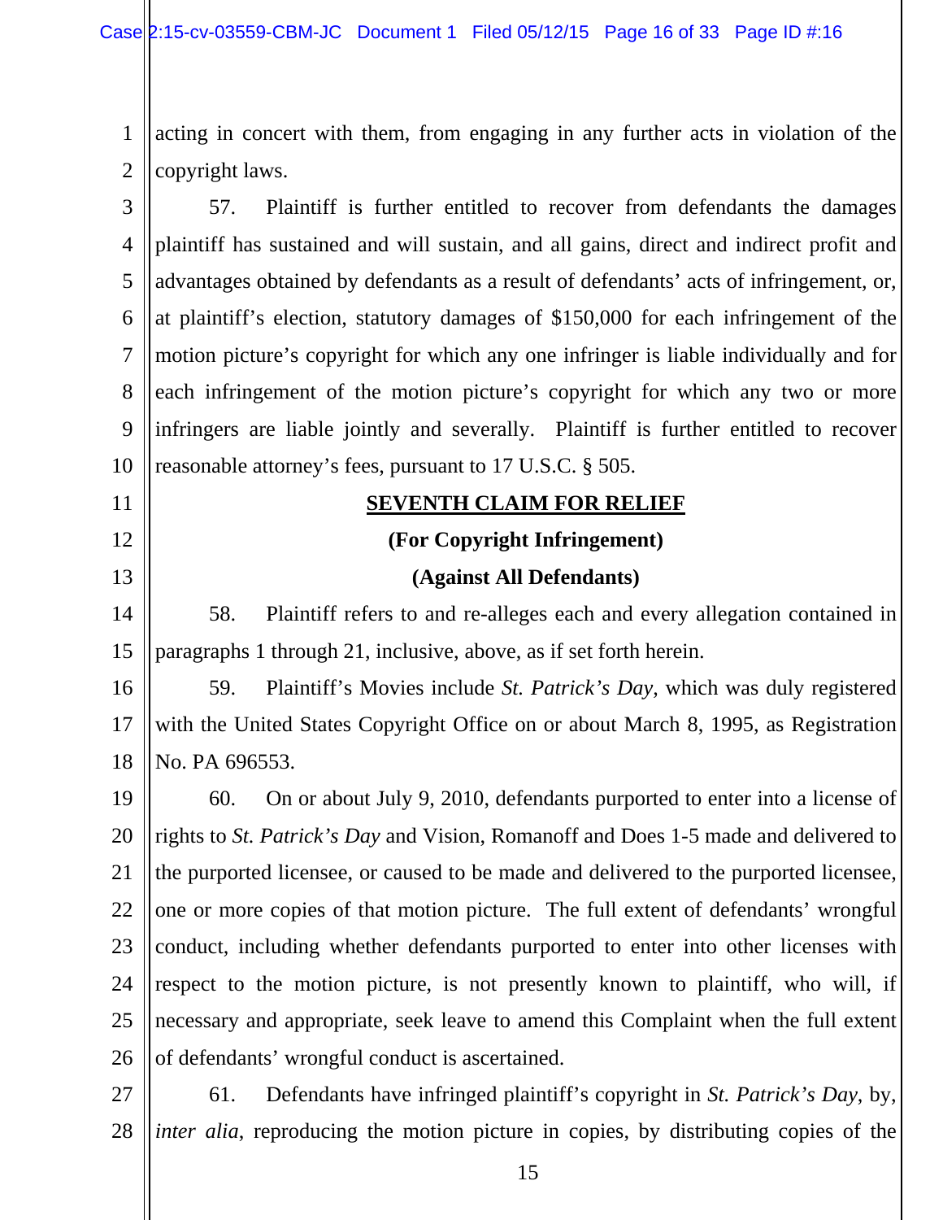acting in concert with them, from engaging in any further acts in violation of the copyright laws.

57. Plaintiff is further entitled to recover from defendants the damages plaintiff has sustained and will sustain, and all gains, direct and indirect profit and advantages obtained by defendants as a result of defendants' acts of infringement, or, at plaintiff's election, statutory damages of $150,000 for each infringement of the motion picture's copyright for which any one infringer is liable individually and for each infringement of the motion picture's copyright for which any two or more infringers are liable jointly and severally. Plaintiff is further entitled to recover reasonable attorney's fees, pursuant to 17 U.S.C. § 505.

## SEVENTH CLAIM FOR RELIEF

**(For Copyright Infringement)**

**(Against All Defendants)**

58. Plaintiff refers to and re-alleges each and every allegation contained in paragraphs 1 through 21, inclusive, above, as if set forth herein.

59. Plaintiff's Movies include *St. Patrick's Day*, which was duly registered with the United States Copyright Office on or about March 8, 1995, as Registration No. PA 696553.

60. On or about July 9, 2010, defendants purported to enter into a license of rights to *St. Patrick's Day* and Vision, Romanoff and Does 1-5 made and delivered to the purported licensee, or caused to be made and delivered to the purported licensee, one or more copies of that motion picture. The full extent of defendants' wrongful conduct, including whether defendants purported to enter into other licenses with respect to the motion picture, is not presently known to plaintiff, who will, if necessary and appropriate, seek leave to amend this Complaint when the full extent of defendants' wrongful conduct is ascertained.

61. Defendants have infringed plaintiff's copyright in *St. Patrick's Day*, by, *inter alia*, reproducing the motion picture in copies, by distributing copies of the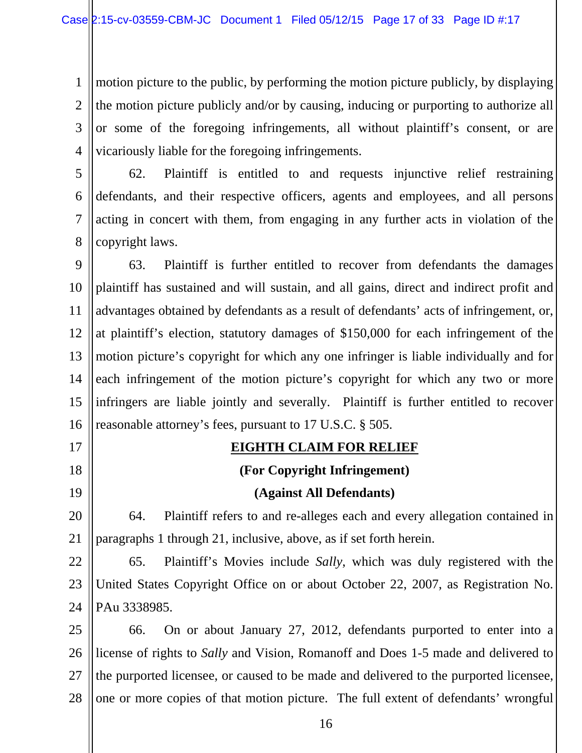motion picture to the public, by performing the motion picture publicly, by displaying the motion picture publicly and/or by causing, inducing or purporting to authorize all or some of the foregoing infringements, all without plaintiff's consent, or are vicariously liable for the foregoing infringements.

62. Plaintiff is entitled to and requests injunctive relief restraining defendants, and their respective officers, agents and employees, and all persons acting in concert with them, from engaging in any further acts in violation of the copyright laws.

63. Plaintiff is further entitled to recover from defendants the damages plaintiff has sustained and will sustain, and all gains, direct and indirect profit and advantages obtained by defendants as a result of defendants' acts of infringement, or, at plaintiff's election, statutory damages of $150,000 for each infringement of the motion picture's copyright for which any one infringer is liable individually and for each infringement of the motion picture's copyright for which any two or more infringers are liable jointly and severally. Plaintiff is further entitled to recover reasonable attorney's fees, pursuant to 17 U.S.C. § 505.

## EIGHTH CLAIM FOR RELIEF

**(For Copyright Infringement)**

**(Against All Defendants)**

64. Plaintiff refers to and re-alleges each and every allegation contained in paragraphs 1 through 21, inclusive, above, as if set forth herein.

65. Plaintiff's Movies include *Sally*, which was duly registered with the United States Copyright Office on or about October 22, 2007, as Registration No. PAu 3338985.

66. On or about January 27, 2012, defendants purported to enter into a license of rights to *Sally* and Vision, Romanoff and Does 1-5 made and delivered to the purported licensee, or caused to be made and delivered to the purported licensee, one or more copies of that motion picture. The full extent of defendants' wrongful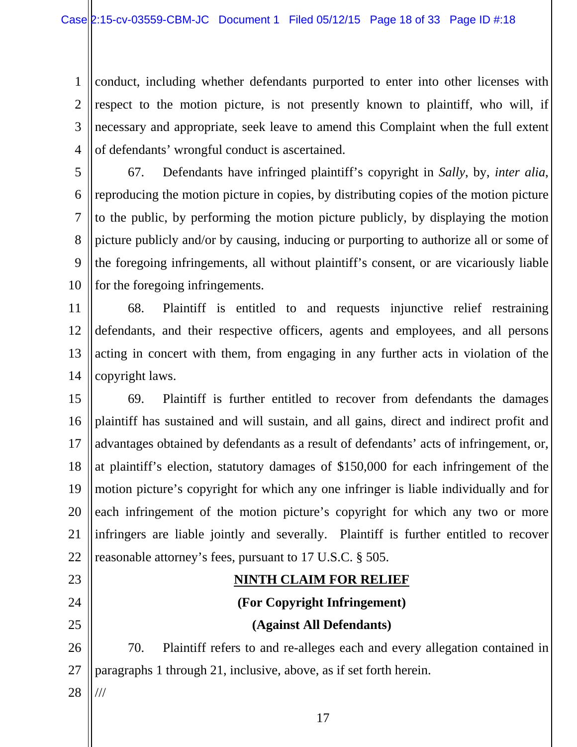conduct, including whether defendants purported to enter into other licenses with respect to the motion picture, is not presently known to plaintiff, who will, if necessary and appropriate, seek leave to amend this Complaint when the full extent of defendants' wrongful conduct is ascertained.

67. Defendants have infringed plaintiff's copyright in *Sally*, by, *inter alia*, reproducing the motion picture in copies, by distributing copies of the motion picture to the public, by performing the motion picture publicly, by displaying the motion picture publicly and/or by causing, inducing or purporting to authorize all or some of the foregoing infringements, all without plaintiff's consent, or are vicariously liable for the foregoing infringements.

68. Plaintiff is entitled to and requests injunctive relief restraining defendants, and their respective officers, agents and employees, and all persons acting in concert with them, from engaging in any further acts in violation of the copyright laws.

69. Plaintiff is further entitled to recover from defendants the damages plaintiff has sustained and will sustain, and all gains, direct and indirect profit and advantages obtained by defendants as a result of defendants' acts of infringement, or, at plaintiff's election, statutory damages of $150,000 for each infringement of the motion picture's copyright for which any one infringer is liable individually and for each infringement of the motion picture's copyright for which any two or more infringers are liable jointly and severally. Plaintiff is further entitled to recover reasonable attorney's fees, pursuant to 17 U.S.C. § 505.

**NINTH CLAIM FOR RELIEF**

**(For Copyright Infringement)**

**(Against All Defendants)**

70. Plaintiff refers to and re-alleges each and every allegation contained in paragraphs 1 through 21, inclusive, above, as if set forth herein.

///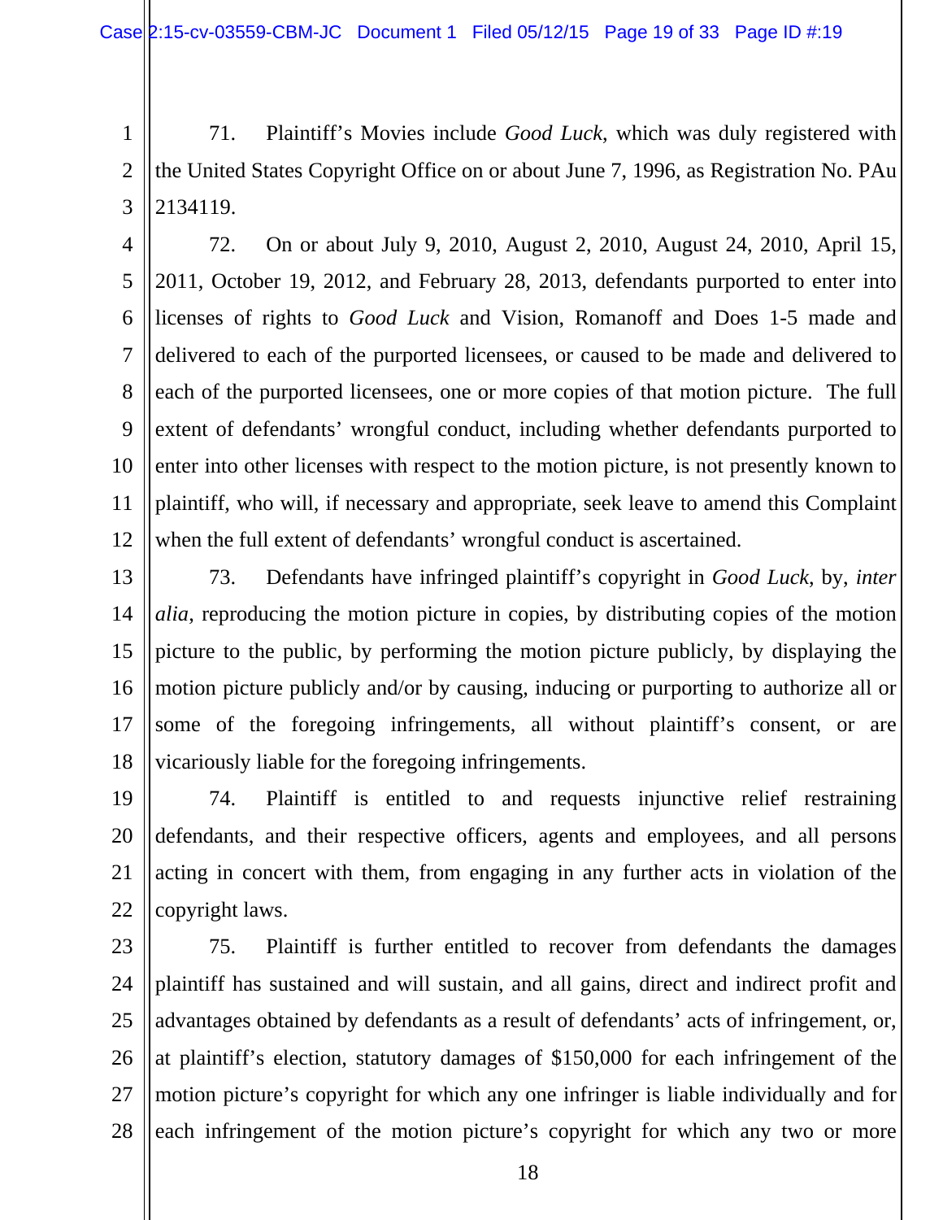71. Plaintiff's Movies include *Good Luck*, which was duly registered with the United States Copyright Office on or about June 7, 1996, as Registration No. PAu 2134119.

72. On or about July 9, 2010, August 2, 2010, August 24, 2010, April 15, 2011, October 19, 2012, and February 28, 2013, defendants purported to enter into licenses of rights to *Good Luck* and Vision, Romanoff and Does 1-5 made and delivered to each of the purported licensees, or caused to be made and delivered to each of the purported licensees, one or more copies of that motion picture. The full extent of defendants' wrongful conduct, including whether defendants purported to enter into other licenses with respect to the motion picture, is not presently known to plaintiff, who will, if necessary and appropriate, seek leave to amend this Complaint when the full extent of defendants' wrongful conduct is ascertained.

73. Defendants have infringed plaintiff's copyright in *Good Luck*, by, *inter alia*, reproducing the motion picture in copies, by distributing copies of the motion picture to the public, by performing the motion picture publicly, by displaying the motion picture publicly and/or by causing, inducing or purporting to authorize all or some of the foregoing infringements, all without plaintiff's consent, or are vicariously liable for the foregoing infringements.

74. Plaintiff is entitled to and requests injunctive relief restraining defendants, and their respective officers, agents and employees, and all persons acting in concert with them, from engaging in any further acts in violation of the copyright laws.

75. Plaintiff is further entitled to recover from defendants the damages plaintiff has sustained and will sustain, and all gains, direct and indirect profit and advantages obtained by defendants as a result of defendants' acts of infringement, or, at plaintiff's election, statutory damages of $150,000 for each infringement of the motion picture's copyright for which any one infringer is liable individually and for each infringement of the motion picture's copyright for which any two or more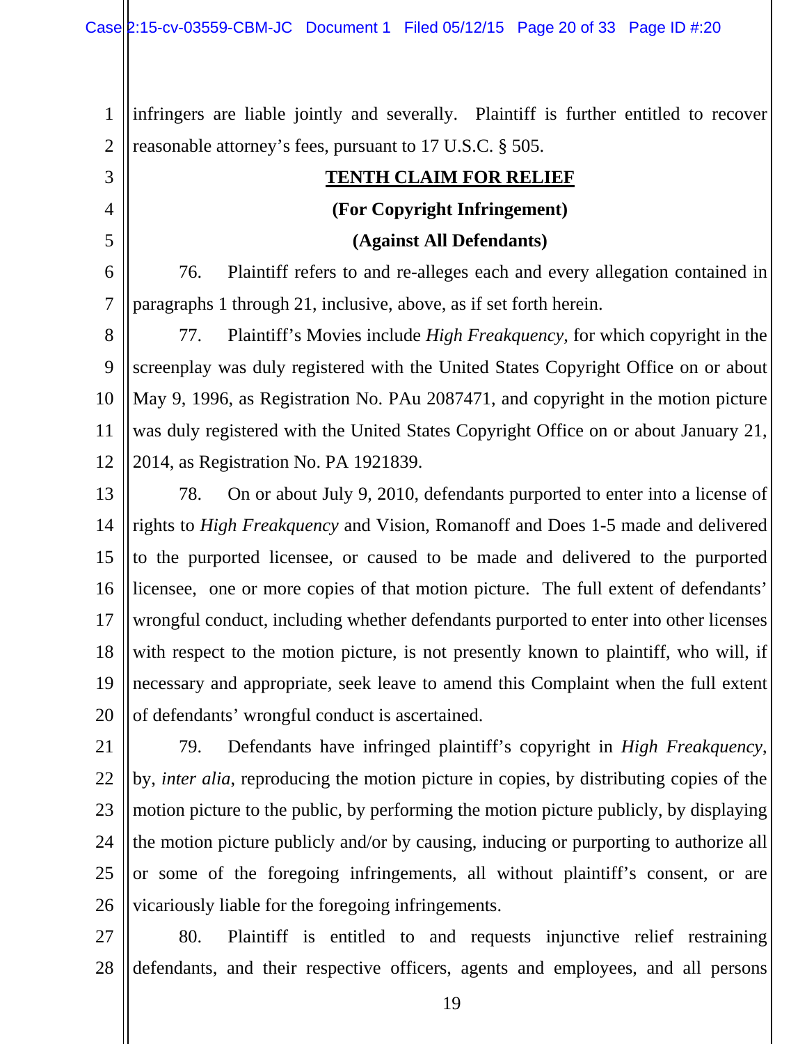infringers are liable jointly and severally. Plaintiff is further entitled to recover reasonable attorney's fees, pursuant to 17 U.S.C. § 505.

**TENTH CLAIM FOR RELIEF**

**(For Copyright Infringement)**

**(Against All Defendants)**

76. Plaintiff refers to and re-alleges each and every allegation contained in paragraphs 1 through 21, inclusive, above, as if set forth herein.

77. Plaintiff's Movies include *High Freakquency*, for which copyright in the screenplay was duly registered with the United States Copyright Office on or about May 9, 1996, as Registration No. PAu 2087471, and copyright in the motion picture was duly registered with the United States Copyright Office on or about January 21, 2014, as Registration No. PA 1921839.

78. On or about July 9, 2010, defendants purported to enter into a license of rights to *High Freakquency* and Vision, Romanoff and Does 1-5 made and delivered to the purported licensee, or caused to be made and delivered to the purported licensee, one or more copies of that motion picture. The full extent of defendants' wrongful conduct, including whether defendants purported to enter into other licenses with respect to the motion picture, is not presently known to plaintiff, who will, if necessary and appropriate, seek leave to amend this Complaint when the full extent of defendants' wrongful conduct is ascertained.

79. Defendants have infringed plaintiff's copyright in *High Freakquency*, by, *inter alia*, reproducing the motion picture in copies, by distributing copies of the motion picture to the public, by performing the motion picture publicly, by displaying the motion picture publicly and/or by causing, inducing or purporting to authorize all or some of the foregoing infringements, all without plaintiff's consent, or are vicariously liable for the foregoing infringements.

80. Plaintiff is entitled to and requests injunctive relief restraining defendants, and their respective officers, agents and employees, and all persons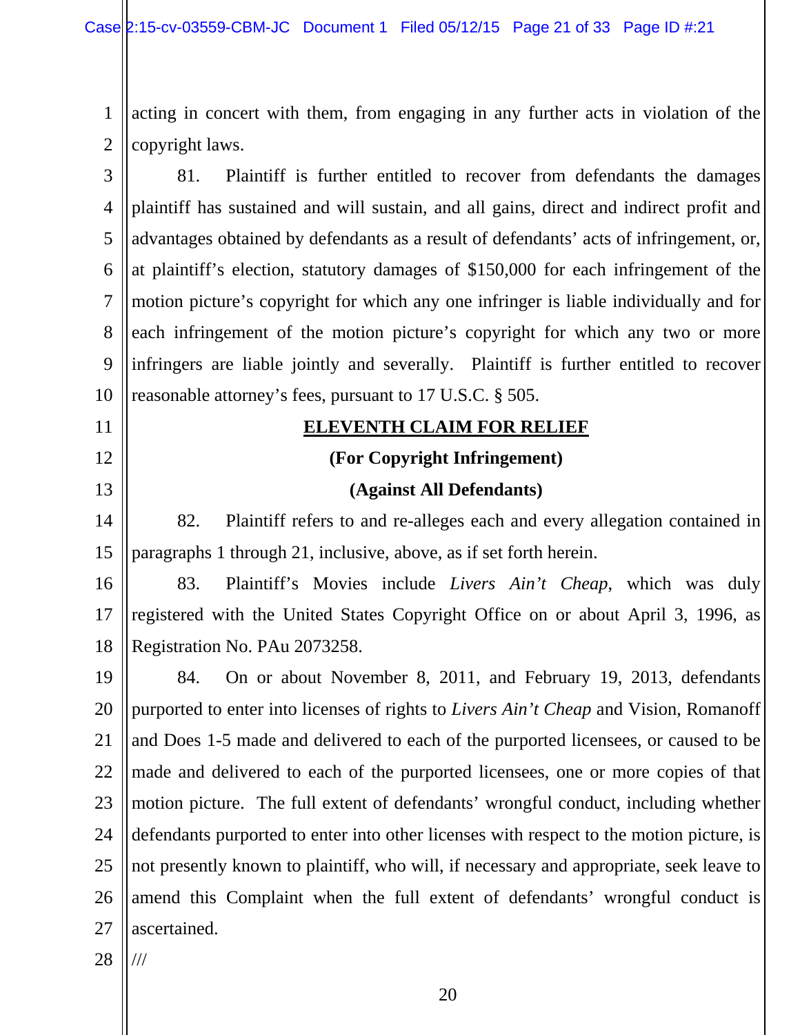acting in concert with them, from engaging in any further acts in violation of the copyright laws.

81. Plaintiff is further entitled to recover from defendants the damages plaintiff has sustained and will sustain, and all gains, direct and indirect profit and advantages obtained by defendants as a result of defendants' acts of infringement, or, at plaintiff's election, statutory damages of $150,000 for each infringement of the motion picture's copyright for which any one infringer is liable individually and for each infringement of the motion picture's copyright for which any two or more infringers are liable jointly and severally. Plaintiff is further entitled to recover reasonable attorney's fees, pursuant to 17 U.S.C. § 505.

**ELEVENTH CLAIM FOR RELIEF**

**(For Copyright Infringement)**

**(Against All Defendants)**

82. Plaintiff refers to and re-alleges each and every allegation contained in paragraphs 1 through 21, inclusive, above, as if set forth herein.

83. Plaintiff's Movies include *Livers Ain't Cheap*, which was duly registered with the United States Copyright Office on or about April 3, 1996, as Registration No. PAu 2073258.

84. On or about November 8, 2011, and February 19, 2013, defendants purported to enter into licenses of rights to *Livers Ain't Cheap* and Vision, Romanoff and Does 1-5 made and delivered to each of the purported licensees, or caused to be made and delivered to each of the purported licensees, one or more copies of that motion picture. The full extent of defendants' wrongful conduct, including whether defendants purported to enter into other licenses with respect to the motion picture, is not presently known to plaintiff, who will, if necessary and appropriate, seek leave to amend this Complaint when the full extent of defendants' wrongful conduct is ascertained.

///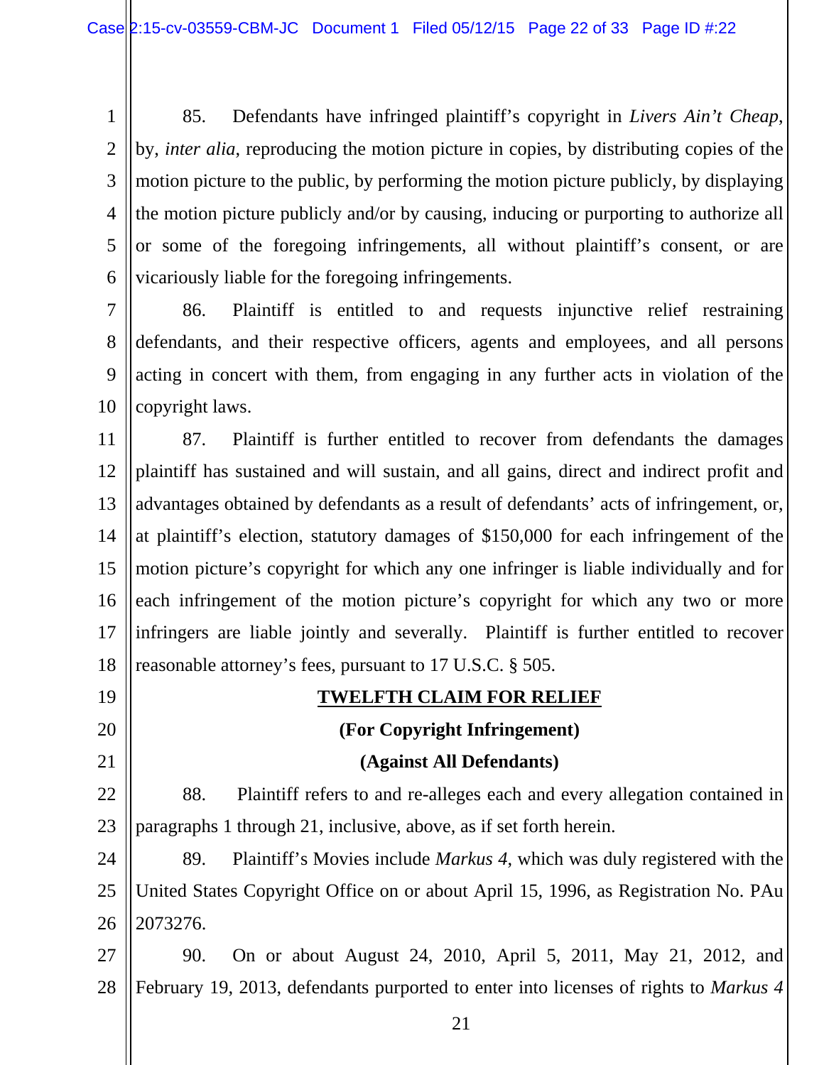85. Defendants have infringed plaintiff's copyright in *Livers Ain't Cheap*, by, *inter alia*, reproducing the motion picture in copies, by distributing copies of the motion picture to the public, by performing the motion picture publicly, by displaying the motion picture publicly and/or by causing, inducing or purporting to authorize all or some of the foregoing infringements, all without plaintiff's consent, or are vicariously liable for the foregoing infringements.

86. Plaintiff is entitled to and requests injunctive relief restraining defendants, and their respective officers, agents and employees, and all persons acting in concert with them, from engaging in any further acts in violation of the copyright laws.

87. Plaintiff is further entitled to recover from defendants the damages plaintiff has sustained and will sustain, and all gains, direct and indirect profit and advantages obtained by defendants as a result of defendants' acts of infringement, or, at plaintiff's election, statutory damages of $150,000 for each infringement of the motion picture's copyright for which any one infringer is liable individually and for each infringement of the motion picture's copyright for which any two or more infringers are liable jointly and severally. Plaintiff is further entitled to recover reasonable attorney's fees, pursuant to 17 U.S.C. § 505.

**TWELFTH CLAIM FOR RELIEF**

**(For Copyright Infringement)**

**(Against All Defendants)**

88. Plaintiff refers to and re-alleges each and every allegation contained in paragraphs 1 through 21, inclusive, above, as if set forth herein.

89. Plaintiff's Movies include *Markus 4*, which was duly registered with the United States Copyright Office on or about April 15, 1996, as Registration No. PAu 2073276.

90. On or about August 24, 2010, April 5, 2011, May 21, 2012, and February 19, 2013, defendants purported to enter into licenses of rights to *Markus 4*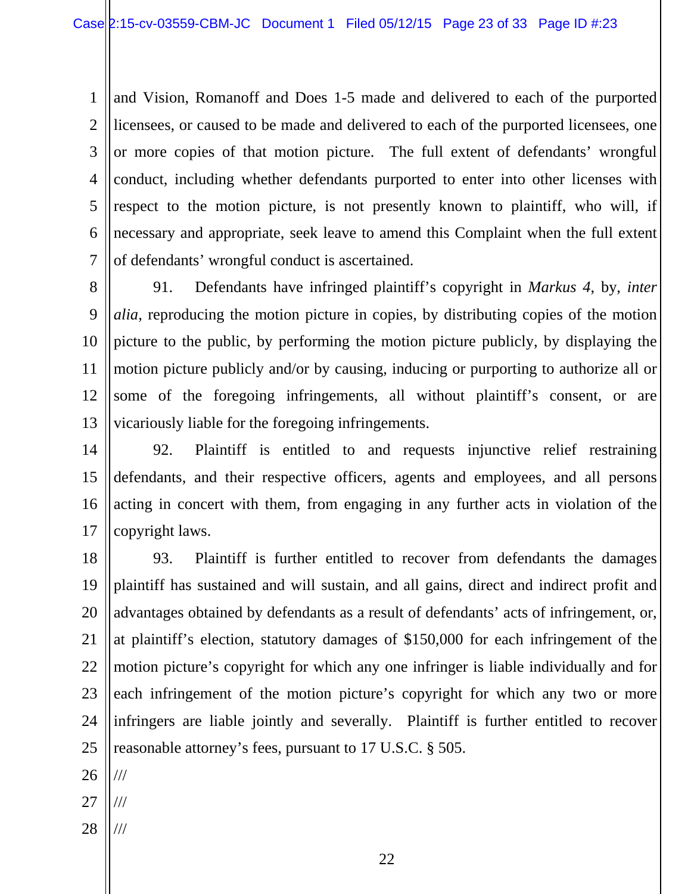and Vision, Romanoff and Does 1-5 made and delivered to each of the purported licensees, or caused to be made and delivered to each of the purported licensees, one or more copies of that motion picture. The full extent of defendants' wrongful conduct, including whether defendants purported to enter into other licenses with respect to the motion picture, is not presently known to plaintiff, who will, if necessary and appropriate, seek leave to amend this Complaint when the full extent of defendants' wrongful conduct is ascertained.

91. Defendants have infringed plaintiff's copyright in *Markus 4*, by, *inter alia*, reproducing the motion picture in copies, by distributing copies of the motion picture to the public, by performing the motion picture publicly, by displaying the motion picture publicly and/or by causing, inducing or purporting to authorize all or some of the foregoing infringements, all without plaintiff's consent, or are vicariously liable for the foregoing infringements.

92. Plaintiff is entitled to and requests injunctive relief restraining defendants, and their respective officers, agents and employees, and all persons acting in concert with them, from engaging in any further acts in violation of the copyright laws.

93. Plaintiff is further entitled to recover from defendants the damages plaintiff has sustained and will sustain, and all gains, direct and indirect profit and advantages obtained by defendants as a result of defendants' acts of infringement, or, at plaintiff's election, statutory damages of $150,000 for each infringement of the motion picture's copyright for which any one infringer is liable individually and for each infringement of the motion picture's copyright for which any two or more infringers are liable jointly and severally. Plaintiff is further entitled to recover reasonable attorney's fees, pursuant to 17 U.S.C. § 505.

///

///

///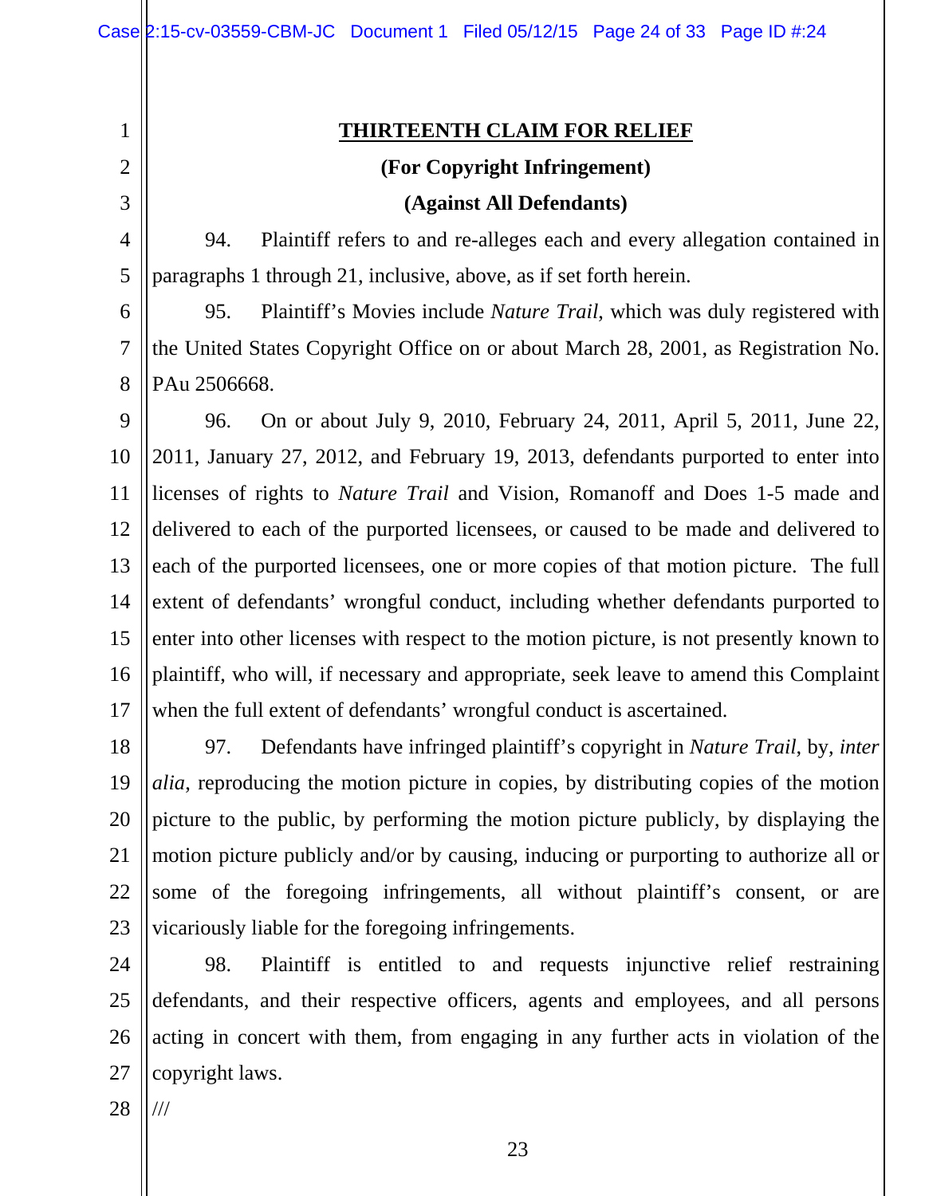**THIRTEENTH CLAIM FOR RELIEF**

**(For Copyright Infringement)**

**(Against All Defendants)**

94. Plaintiff refers to and re-alleges each and every allegation contained in paragraphs 1 through 21, inclusive, above, as if set forth herein.

95. Plaintiff's Movies include *Nature Trail*, which was duly registered with the United States Copyright Office on or about March 28, 2001, as Registration No. PAu 2506668.

96. On or about July 9, 2010, February 24, 2011, April 5, 2011, June 22, 2011, January 27, 2012, and February 19, 2013, defendants purported to enter into licenses of rights to *Nature Trail* and Vision, Romanoff and Does 1-5 made and delivered to each of the purported licensees, or caused to be made and delivered to each of the purported licensees, one or more copies of that motion picture. The full extent of defendants' wrongful conduct, including whether defendants purported to enter into other licenses with respect to the motion picture, is not presently known to plaintiff, who will, if necessary and appropriate, seek leave to amend this Complaint when the full extent of defendants' wrongful conduct is ascertained.

97. Defendants have infringed plaintiff's copyright in *Nature Trail*, by, *inter alia*, reproducing the motion picture in copies, by distributing copies of the motion picture to the public, by performing the motion picture publicly, by displaying the motion picture publicly and/or by causing, inducing or purporting to authorize all or some of the foregoing infringements, all without plaintiff's consent, or are vicariously liable for the foregoing infringements.

98. Plaintiff is entitled to and requests injunctive relief restraining defendants, and their respective officers, agents and employees, and all persons acting in concert with them, from engaging in any further acts in violation of the copyright laws.

///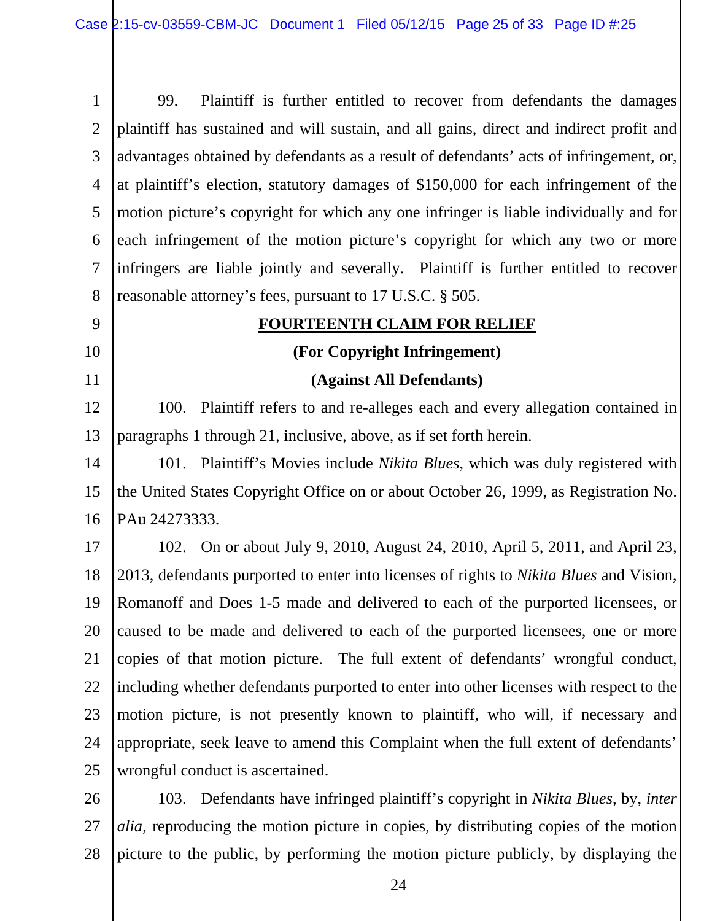99. Plaintiff is further entitled to recover from defendants the damages plaintiff has sustained and will sustain, and all gains, direct and indirect profit and advantages obtained by defendants as a result of defendants' acts of infringement, or, at plaintiff's election, statutory damages of $150,000 for each infringement of the motion picture's copyright for which any one infringer is liable individually and for each infringement of the motion picture's copyright for which any two or more infringers are liable jointly and severally. Plaintiff is further entitled to recover reasonable attorney's fees, pursuant to 17 U.S.C. § 505.

## FOURTEENTH CLAIM FOR RELIEF

### (For Copyright Infringement)

### (Against All Defendants)

100. Plaintiff refers to and re-alleges each and every allegation contained in paragraphs 1 through 21, inclusive, above, as if set forth herein.

101. Plaintiff's Movies include *Nikita Blues*, which was duly registered with the United States Copyright Office on or about October 26, 1999, as Registration No. PAu 24273333.

102. On or about July 9, 2010, August 24, 2010, April 5, 2011, and April 23, 2013, defendants purported to enter into licenses of rights to *Nikita Blues* and Vision, Romanoff and Does 1-5 made and delivered to each of the purported licensees, or caused to be made and delivered to each of the purported licensees, one or more copies of that motion picture. The full extent of defendants' wrongful conduct, including whether defendants purported to enter into other licenses with respect to the motion picture, is not presently known to plaintiff, who will, if necessary and appropriate, seek leave to amend this Complaint when the full extent of defendants' wrongful conduct is ascertained.

103. Defendants have infringed plaintiff's copyright in *Nikita Blues*, by, *inter alia*, reproducing the motion picture in copies, by distributing copies of the motion picture to the public, by performing the motion picture publicly, by displaying the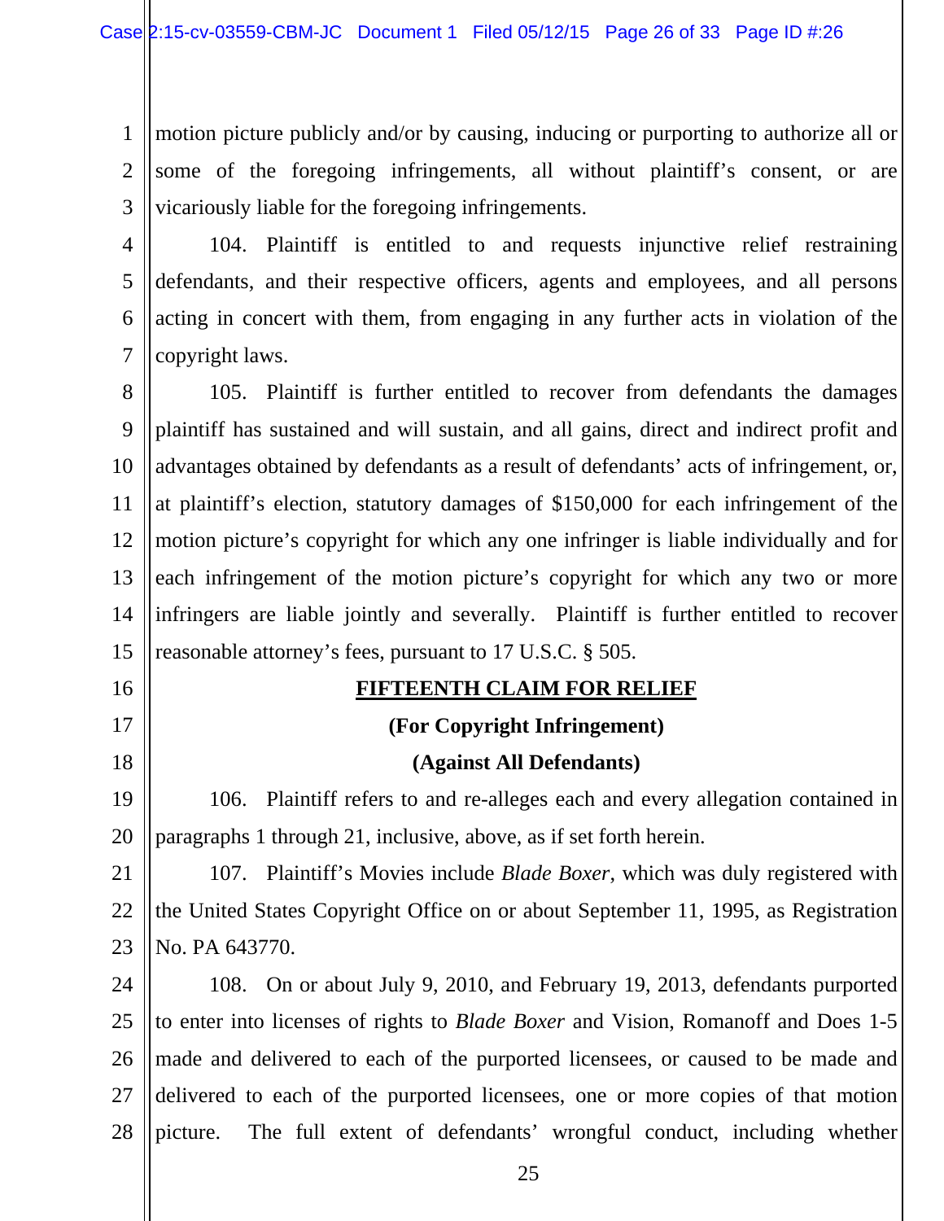motion picture publicly and/or by causing, inducing or purporting to authorize all or some of the foregoing infringements, all without plaintiff's consent, or are vicariously liable for the foregoing infringements.

104. Plaintiff is entitled to and requests injunctive relief restraining defendants, and their respective officers, agents and employees, and all persons acting in concert with them, from engaging in any further acts in violation of the copyright laws.

105. Plaintiff is further entitled to recover from defendants the damages plaintiff has sustained and will sustain, and all gains, direct and indirect profit and advantages obtained by defendants as a result of defendants' acts of infringement, or, at plaintiff's election, statutory damages of $150,000 for each infringement of the motion picture's copyright for which any one infringer is liable individually and for each infringement of the motion picture's copyright for which any two or more infringers are liable jointly and severally. Plaintiff is further entitled to recover reasonable attorney's fees, pursuant to 17 U.S.C. § 505.

## FIFTEENTH CLAIM FOR RELIEF

**(For Copyright Infringement)**

**(Against All Defendants)**

106. Plaintiff refers to and re-alleges each and every allegation contained in paragraphs 1 through 21, inclusive, above, as if set forth herein.

107. Plaintiff's Movies include *Blade Boxer*, which was duly registered with the United States Copyright Office on or about September 11, 1995, as Registration No. PA 643770.

108. On or about July 9, 2010, and February 19, 2013, defendants purported to enter into licenses of rights to *Blade Boxer* and Vision, Romanoff and Does 1-5 made and delivered to each of the purported licensees, or caused to be made and delivered to each of the purported licensees, one or more copies of that motion picture. The full extent of defendants' wrongful conduct, including whether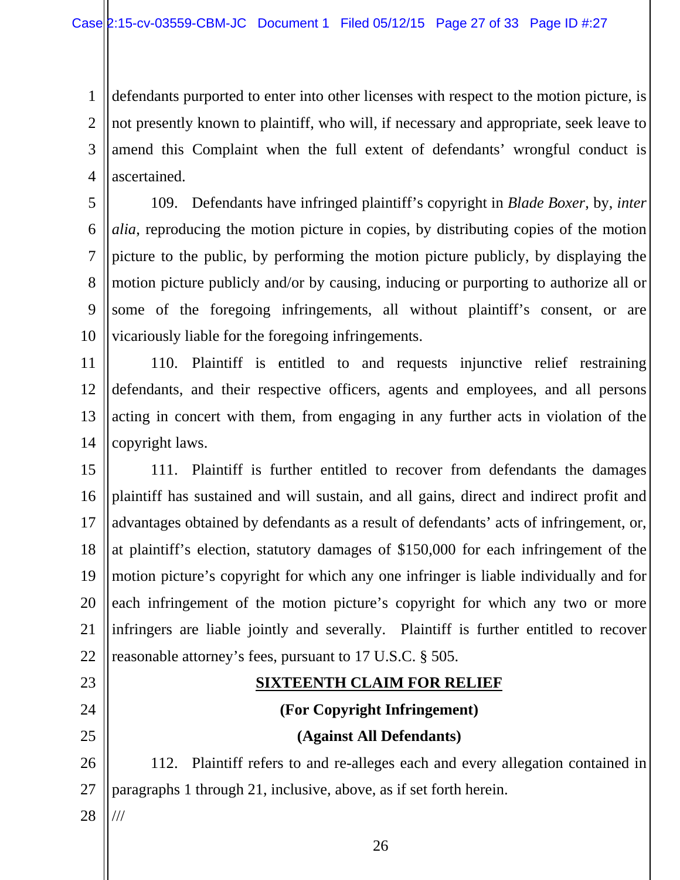defendants purported to enter into other licenses with respect to the motion picture, is not presently known to plaintiff, who will, if necessary and appropriate, seek leave to amend this Complaint when the full extent of defendants' wrongful conduct is ascertained.

109. Defendants have infringed plaintiff's copyright in *Blade Boxer*, by, *inter alia*, reproducing the motion picture in copies, by distributing copies of the motion picture to the public, by performing the motion picture publicly, by displaying the motion picture publicly and/or by causing, inducing or purporting to authorize all or some of the foregoing infringements, all without plaintiff's consent, or are vicariously liable for the foregoing infringements.

110. Plaintiff is entitled to and requests injunctive relief restraining defendants, and their respective officers, agents and employees, and all persons acting in concert with them, from engaging in any further acts in violation of the copyright laws.

111. Plaintiff is further entitled to recover from defendants the damages plaintiff has sustained and will sustain, and all gains, direct and indirect profit and advantages obtained by defendants as a result of defendants' acts of infringement, or, at plaintiff's election, statutory damages of $150,000 for each infringement of the motion picture's copyright for which any one infringer is liable individually and for each infringement of the motion picture's copyright for which any two or more infringers are liable jointly and severally. Plaintiff is further entitled to recover reasonable attorney's fees, pursuant to 17 U.S.C. § 505.

## SIXTEENTH CLAIM FOR RELIEF

**(For Copyright Infringement)**

**(Against All Defendants)**

112. Plaintiff refers to and re-alleges each and every allegation contained in paragraphs 1 through 21, inclusive, above, as if set forth herein.

///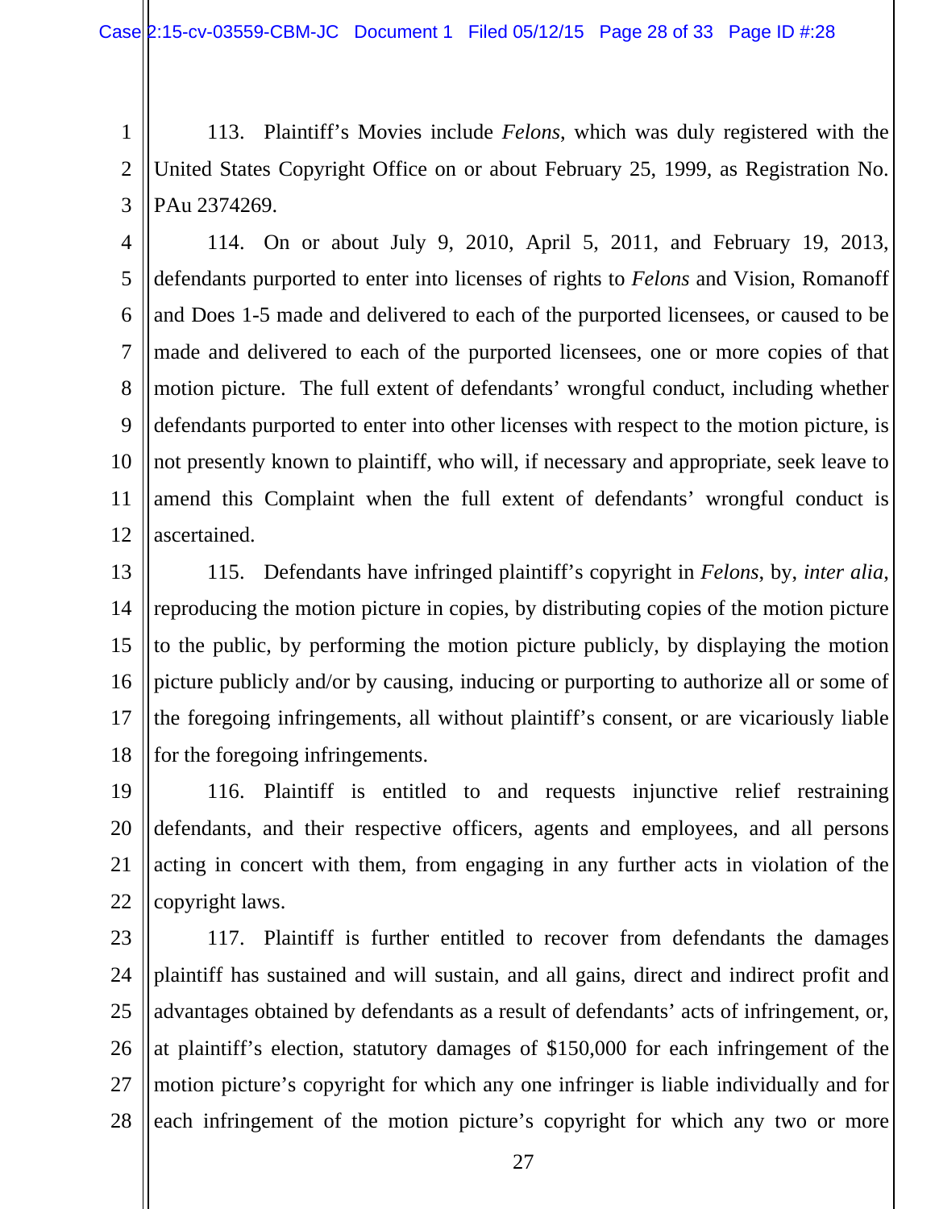113. Plaintiff's Movies include *Felons*, which was duly registered with the United States Copyright Office on or about February 25, 1999, as Registration No. PAu 2374269.

114. On or about July 9, 2010, April 5, 2011, and February 19, 2013, defendants purported to enter into licenses of rights to *Felons* and Vision, Romanoff and Does 1-5 made and delivered to each of the purported licensees, or caused to be made and delivered to each of the purported licensees, one or more copies of that motion picture. The full extent of defendants' wrongful conduct, including whether defendants purported to enter into other licenses with respect to the motion picture, is not presently known to plaintiff, who will, if necessary and appropriate, seek leave to amend this Complaint when the full extent of defendants' wrongful conduct is ascertained.

115. Defendants have infringed plaintiff's copyright in *Felons*, by, *inter alia*, reproducing the motion picture in copies, by distributing copies of the motion picture to the public, by performing the motion picture publicly, by displaying the motion picture publicly and/or by causing, inducing or purporting to authorize all or some of the foregoing infringements, all without plaintiff's consent, or are vicariously liable for the foregoing infringements.

116. Plaintiff is entitled to and requests injunctive relief restraining defendants, and their respective officers, agents and employees, and all persons acting in concert with them, from engaging in any further acts in violation of the copyright laws.

117. Plaintiff is further entitled to recover from defendants the damages plaintiff has sustained and will sustain, and all gains, direct and indirect profit and advantages obtained by defendants as a result of defendants' acts of infringement, or, at plaintiff's election, statutory damages of $150,000 for each infringement of the motion picture's copyright for which any one infringer is liable individually and for each infringement of the motion picture's copyright for which any two or more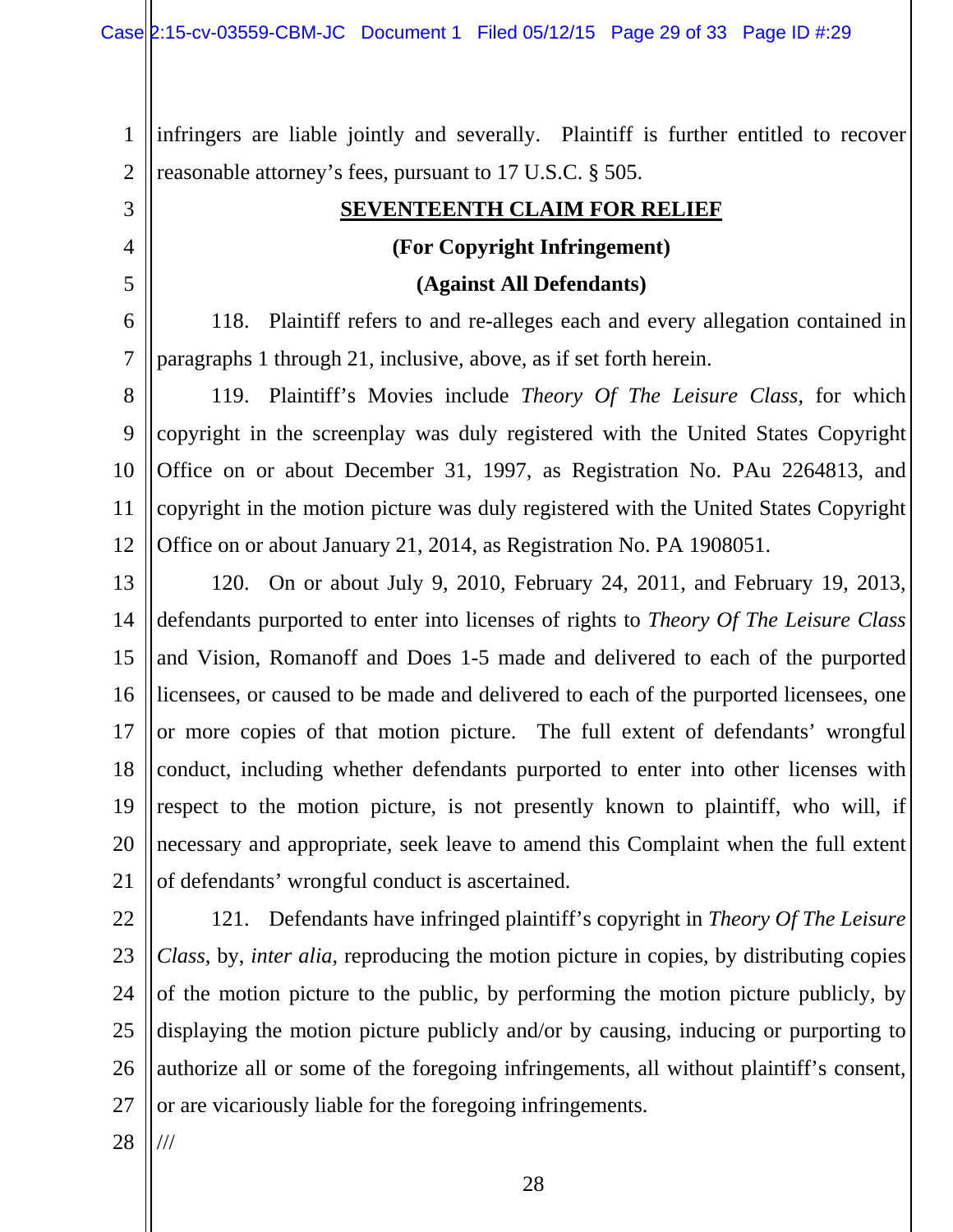infringers are liable jointly and severally. Plaintiff is further entitled to recover reasonable attorney's fees, pursuant to 17 U.S.C. § 505.

**SEVENTEENTH CLAIM FOR RELIEF**

**(For Copyright Infringement)**

**(Against All Defendants)**

118. Plaintiff refers to and re-alleges each and every allegation contained in paragraphs 1 through 21, inclusive, above, as if set forth herein.

119. Plaintiff's Movies include *Theory Of The Leisure Class*, for which copyright in the screenplay was duly registered with the United States Copyright Office on or about December 31, 1997, as Registration No. PAu 2264813, and copyright in the motion picture was duly registered with the United States Copyright Office on or about January 21, 2014, as Registration No. PA 1908051.

120. On or about July 9, 2010, February 24, 2011, and February 19, 2013, defendants purported to enter into licenses of rights to *Theory Of The Leisure Class* and Vision, Romanoff and Does 1-5 made and delivered to each of the purported licensees, or caused to be made and delivered to each of the purported licensees, one or more copies of that motion picture. The full extent of defendants' wrongful conduct, including whether defendants purported to enter into other licenses with respect to the motion picture, is not presently known to plaintiff, who will, if necessary and appropriate, seek leave to amend this Complaint when the full extent of defendants' wrongful conduct is ascertained.

121. Defendants have infringed plaintiff's copyright in *Theory Of The Leisure Class*, by, *inter alia*, reproducing the motion picture in copies, by distributing copies of the motion picture to the public, by performing the motion picture publicly, by displaying the motion picture publicly and/or by causing, inducing or purporting to authorize all or some of the foregoing infringements, all without plaintiff's consent, or are vicariously liable for the foregoing infringements.

///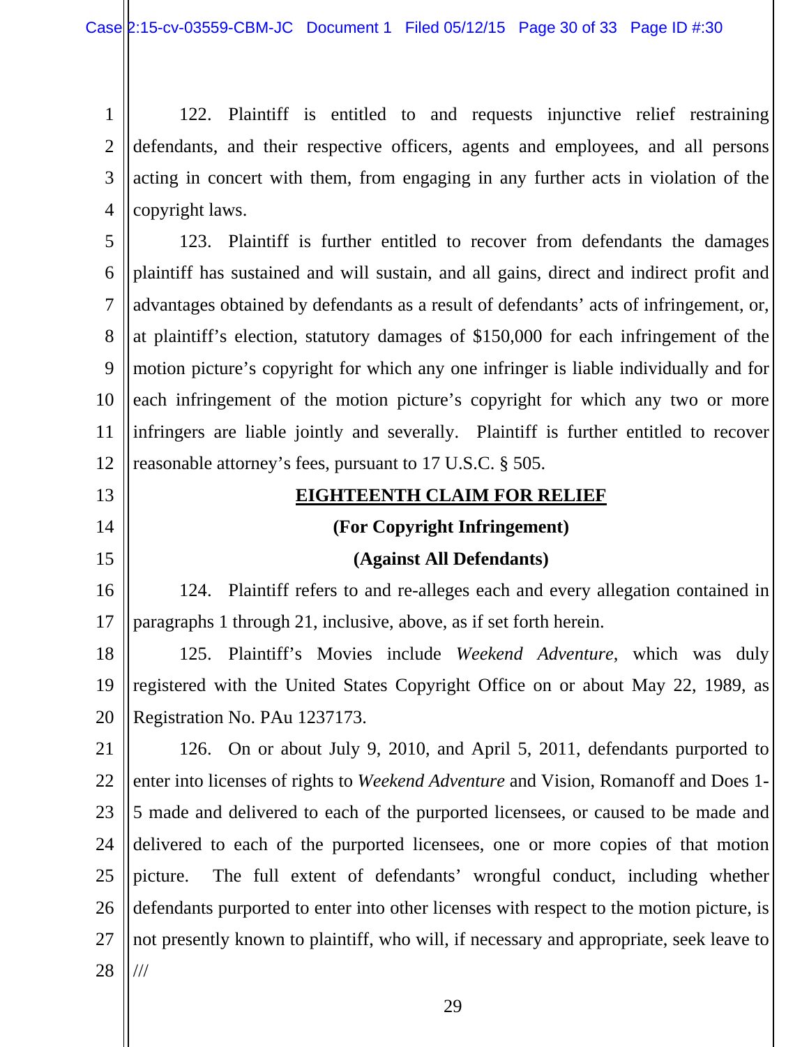122. Plaintiff is entitled to and requests injunctive relief restraining defendants, and their respective officers, agents and employees, and all persons acting in concert with them, from engaging in any further acts in violation of the copyright laws.

123. Plaintiff is further entitled to recover from defendants the damages plaintiff has sustained and will sustain, and all gains, direct and indirect profit and advantages obtained by defendants as a result of defendants' acts of infringement, or, at plaintiff's election, statutory damages of $150,000 for each infringement of the motion picture's copyright for which any one infringer is liable individually and for each infringement of the motion picture's copyright for which any two or more infringers are liable jointly and severally. Plaintiff is further entitled to recover reasonable attorney's fees, pursuant to 17 U.S.C. § 505.

## EIGHTEENTH CLAIM FOR RELIEF

**(For Copyright Infringement)**

**(Against All Defendants)**

124. Plaintiff refers to and re-alleges each and every allegation contained in paragraphs 1 through 21, inclusive, above, as if set forth herein.

125. Plaintiff's Movies include *Weekend Adventure*, which was duly registered with the United States Copyright Office on or about May 22, 1989, as Registration No. PAu 1237173.

126. On or about July 9, 2010, and April 5, 2011, defendants purported to enter into licenses of rights to *Weekend Adventure* and Vision, Romanoff and Does 1-5 made and delivered to each of the purported licensees, or caused to be made and delivered to each of the purported licensees, one or more copies of that motion picture. The full extent of defendants' wrongful conduct, including whether defendants purported to enter into other licenses with respect to the motion picture, is not presently known to plaintiff, who will, if necessary and appropriate, seek leave to

///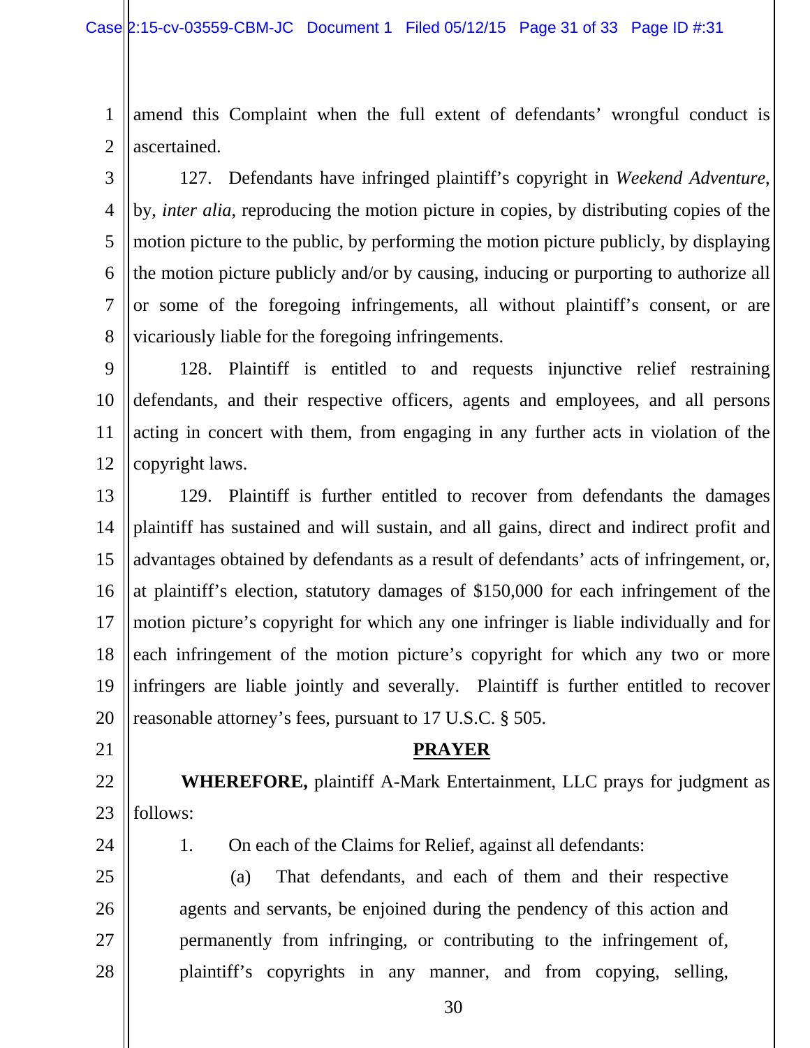amend this Complaint when the full extent of defendants' wrongful conduct is ascertained.

127. Defendants have infringed plaintiff's copyright in *Weekend Adventure*, by, *inter alia*, reproducing the motion picture in copies, by distributing copies of the motion picture to the public, by performing the motion picture publicly, by displaying the motion picture publicly and/or by causing, inducing or purporting to authorize all or some of the foregoing infringements, all without plaintiff's consent, or are vicariously liable for the foregoing infringements.

128. Plaintiff is entitled to and requests injunctive relief restraining defendants, and their respective officers, agents and employees, and all persons acting in concert with them, from engaging in any further acts in violation of the copyright laws.

129. Plaintiff is further entitled to recover from defendants the damages plaintiff has sustained and will sustain, and all gains, direct and indirect profit and advantages obtained by defendants as a result of defendants' acts of infringement, or, at plaintiff's election, statutory damages of $150,000 for each infringement of the motion picture's copyright for which any one infringer is liable individually and for each infringement of the motion picture's copyright for which any two or more infringers are liable jointly and severally. Plaintiff is further entitled to recover reasonable attorney's fees, pursuant to 17 U.S.C. § 505.

## PRAYER

**WHEREFORE,** plaintiff A-Mark Entertainment, LLC prays for judgment as follows:

1. On each of the Claims for Relief, against all defendants:

   (a) That defendants, and each of them and their respective agents and servants, be enjoined during the pendency of this action and permanently from infringing, or contributing to the infringement of, plaintiff's copyrights in any manner, and from copying, selling,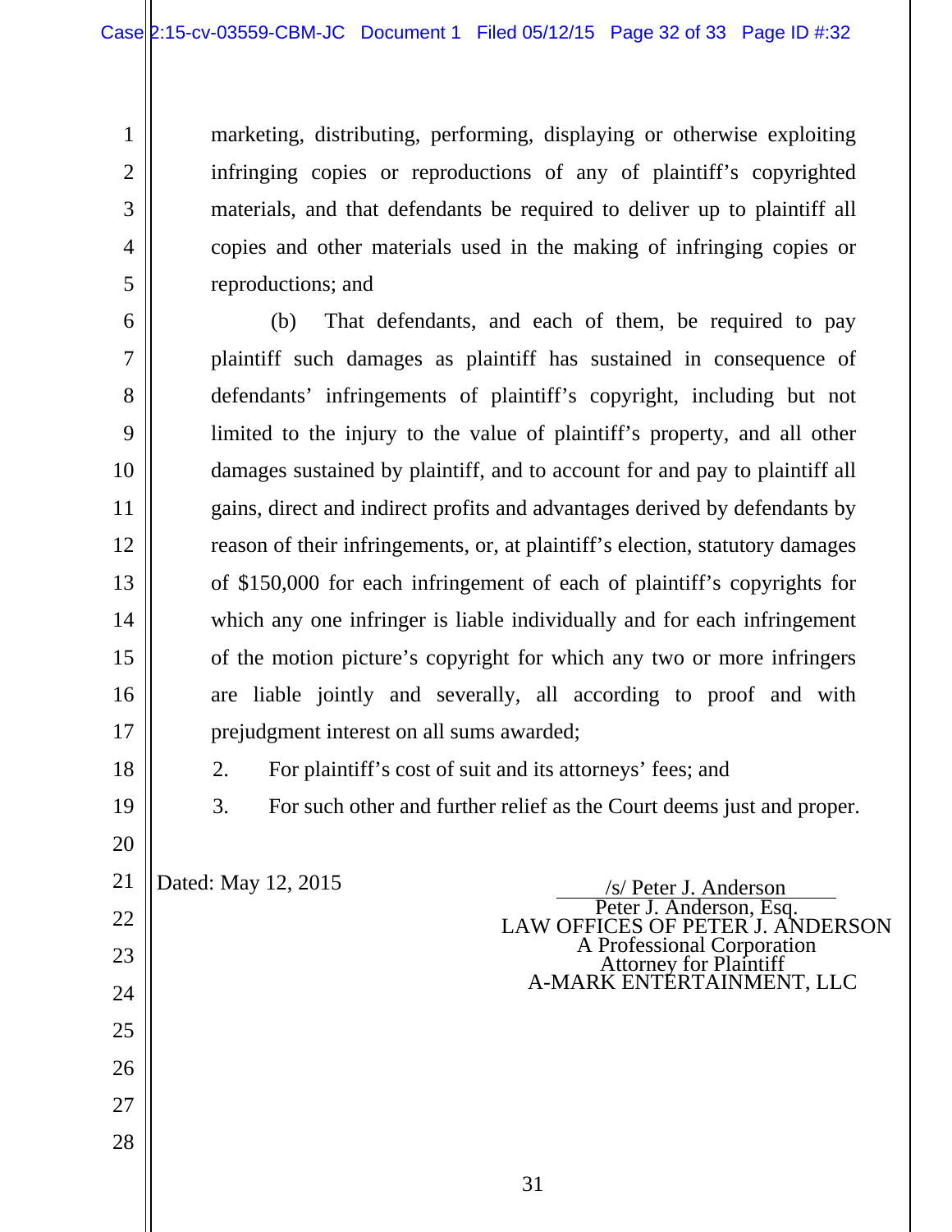marketing, distributing, performing, displaying or otherwise exploiting infringing copies or reproductions of any of plaintiff's copyrighted materials, and that defendants be required to deliver up to plaintiff all copies and other materials used in the making of infringing copies or reproductions; and

(b) That defendants, and each of them, be required to pay plaintiff such damages as plaintiff has sustained in consequence of defendants' infringements of plaintiff's copyright, including but not limited to the injury to the value of plaintiff's property, and all other damages sustained by plaintiff, and to account for and pay to plaintiff all gains, direct and indirect profits and advantages derived by defendants by reason of their infringements, or, at plaintiff's election, statutory damages of $150,000 for each infringement of each of plaintiff's copyrights for which any one infringer is liable individually and for each infringement of the motion picture's copyright for which any two or more infringers are liable jointly and severally, all according to proof and with prejudgment interest on all sums awarded;

2. For plaintiff's cost of suit and its attorneys' fees; and

3. For such other and further relief as the Court deems just and proper.

Dated: May 12, 2015

/s/ Peter J. Anderson
Peter J. Anderson, Esq.
LAW OFFICES OF PETER J. ANDERSON
A Professional Corporation
Attorney for Plaintiff
A-MARK ENTERTAINMENT, LLC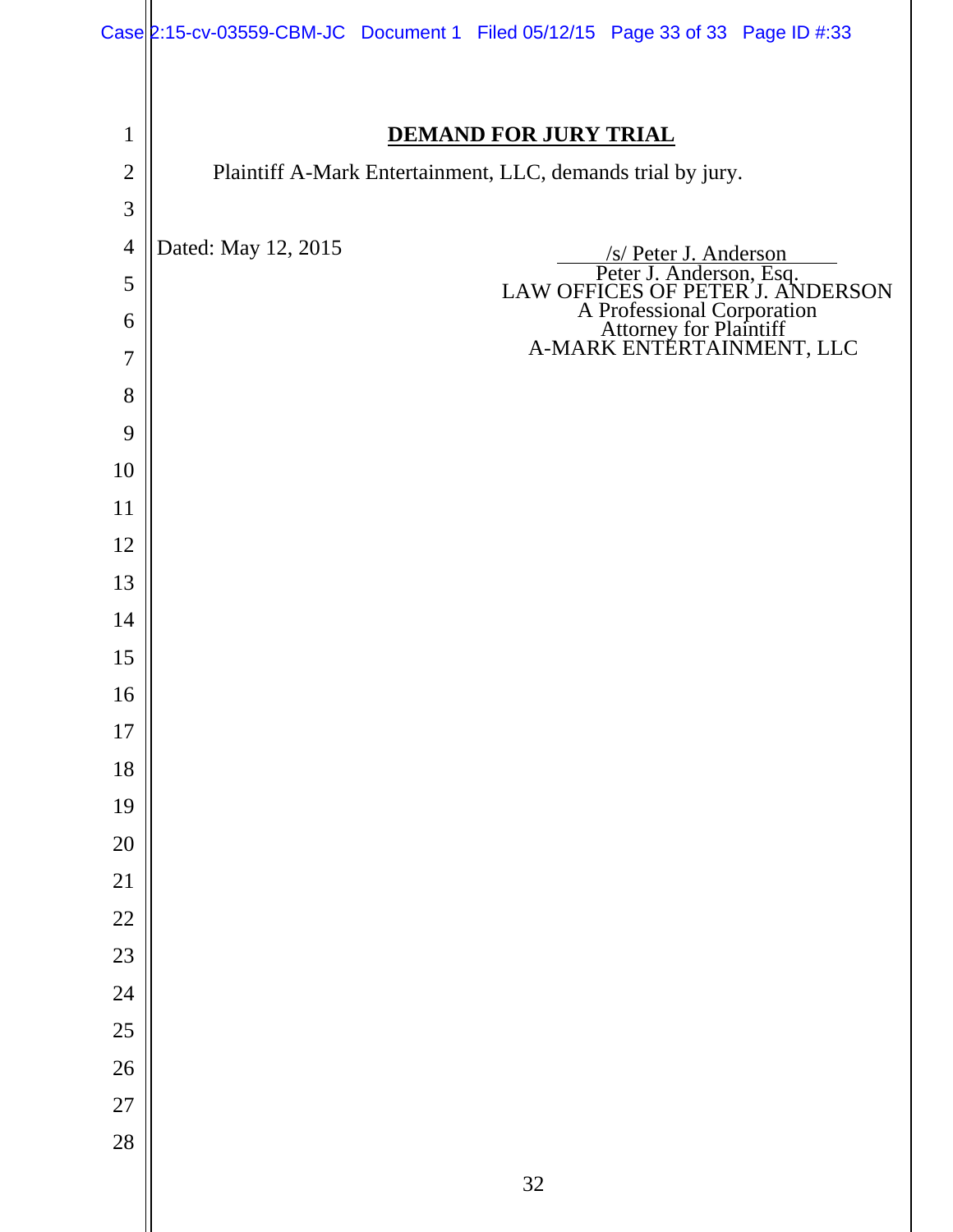**DEMAND FOR JURY TRIAL**

Plaintiff A-Mark Entertainment, LLC, demands trial by jury.

Dated: May 12, 2015

/s/ Peter J. Anderson
Peter J. Anderson, Esq.
LAW OFFICES OF PETER J. ANDERSON
A Professional Corporation
Attorney for Plaintiff
A-MARK ENTERTAINMENT, LLC